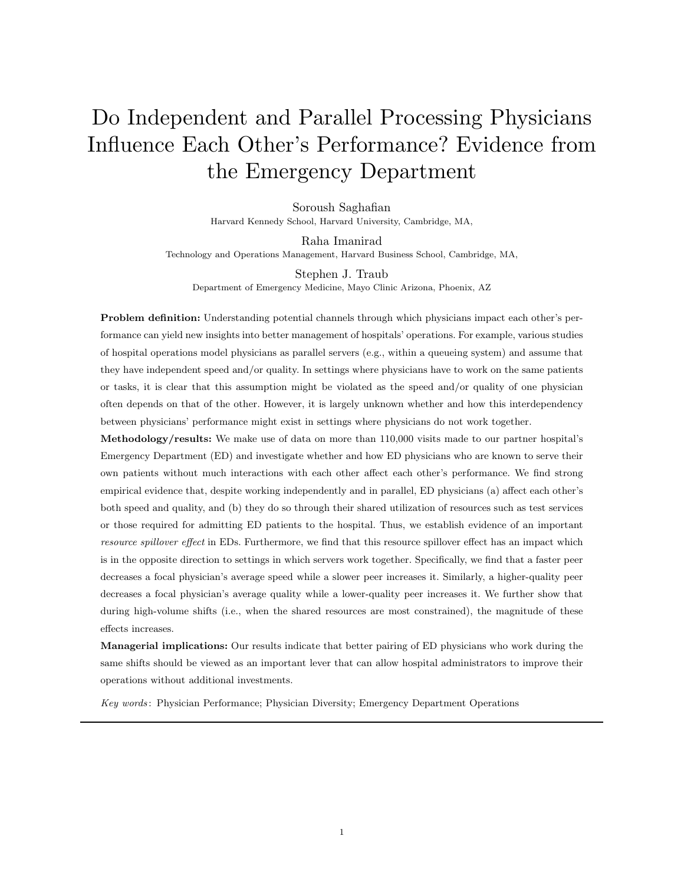# Do Independent and Parallel Processing Physicians Influence Each Other's Performance? Evidence from the Emergency Department

Soroush Saghafian
Harvard Kennedy School, Harvard University, Cambridge, MA,

Raha Imanirad
Technology and Operations Management, Harvard Business School, Cambridge, MA,

Stephen J. Traub
Department of Emergency Medicine, Mayo Clinic Arizona, Phoenix, AZ

**Problem definition:** Understanding potential channels through which physicians impact each other's performance can yield new insights into better management of hospitals' operations. For example, various studies of hospital operations model physicians as parallel servers (e.g., within a queueing system) and assume that they have independent speed and/or quality. In settings where physicians have to work on the same patients or tasks, it is clear that this assumption might be violated as the speed and/or quality of one physician often depends on that of the other. However, it is largely unknown whether and how this interdependency between physicians' performance might exist in settings where physicians do not work together.

**Methodology/results:** We make use of data on more than 110,000 visits made to our partner hospital's Emergency Department (ED) and investigate whether and how ED physicians who are known to serve their own patients without much interactions with each other affect each other's performance. We find strong empirical evidence that, despite working independently and in parallel, ED physicians (a) affect each other's both speed and quality, and (b) they do so through their shared utilization of resources such as test services or those required for admitting ED patients to the hospital. Thus, we establish evidence of an important *resource spillover effect* in EDs. Furthermore, we find that this resource spillover effect has an impact which is in the opposite direction to settings in which servers work together. Specifically, we find that a faster peer decreases a focal physician's average speed while a slower peer increases it. Similarly, a higher-quality peer decreases a focal physician's average quality while a lower-quality peer increases it. We further show that during high-volume shifts (i.e., when the shared resources are most constrained), the magnitude of these effects increases.

**Managerial implications:** Our results indicate that better pairing of ED physicians who work during the same shifts should be viewed as an important lever that can allow hospital administrators to improve their operations without additional investments.

*Key words*: Physician Performance; Physician Diversity; Emergency Department Operations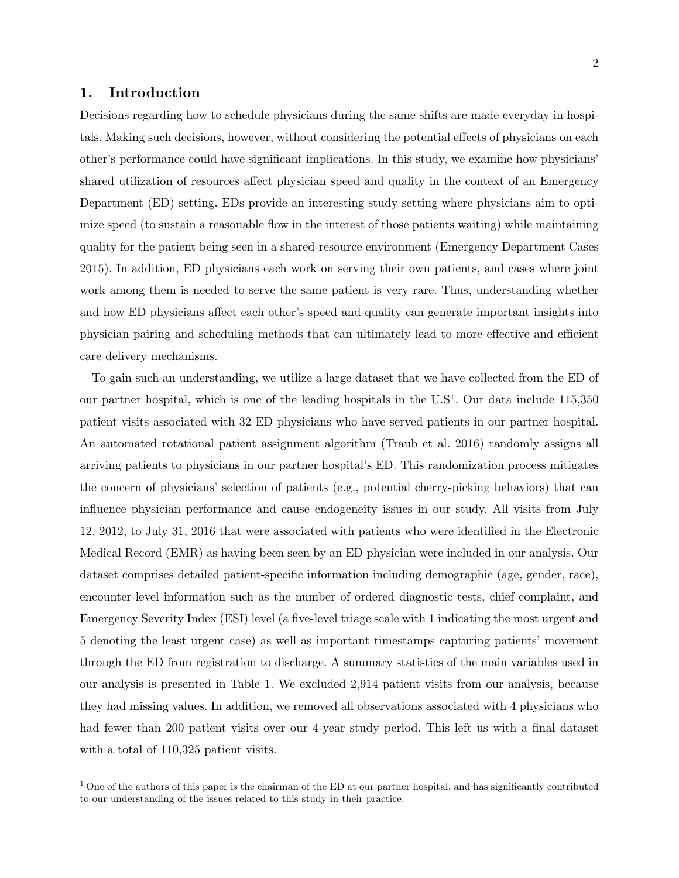## 1. Introduction

Decisions regarding how to schedule physicians during the same shifts are made everyday in hospitals. Making such decisions, however, without considering the potential effects of physicians on each other's performance could have significant implications. In this study, we examine how physicians' shared utilization of resources affect physician speed and quality in the context of an Emergency Department (ED) setting. EDs provide an interesting study setting where physicians aim to optimize speed (to sustain a reasonable flow in the interest of those patients waiting) while maintaining quality for the patient being seen in a shared-resource environment (Emergency Department Cases 2015). In addition, ED physicians each work on serving their own patients, and cases where joint work among them is needed to serve the same patient is very rare. Thus, understanding whether and how ED physicians affect each other's speed and quality can generate important insights into physician pairing and scheduling methods that can ultimately lead to more effective and efficient care delivery mechanisms.

To gain such an understanding, we utilize a large dataset that we have collected from the ED of our partner hospital, which is one of the leading hospitals in the U.S[1]. Our data include 115,350 patient visits associated with 32 ED physicians who have served patients in our partner hospital. An automated rotational patient assignment algorithm (Traub et al. 2016) randomly assigns all arriving patients to physicians in our partner hospital's ED. This randomization process mitigates the concern of physicians' selection of patients (e.g., potential cherry-picking behaviors) that can influence physician performance and cause endogeneity issues in our study. All visits from July 12, 2012, to July 31, 2016 that were associated with patients who were identified in the Electronic Medical Record (EMR) as having been seen by an ED physician were included in our analysis. Our dataset comprises detailed patient-specific information including demographic (age, gender, race), encounter-level information such as the number of ordered diagnostic tests, chief complaint, and Emergency Severity Index (ESI) level (a five-level triage scale with 1 indicating the most urgent and 5 denoting the least urgent case) as well as important timestamps capturing patients' movement through the ED from registration to discharge. A summary statistics of the main variables used in our analysis is presented in Table 1. We excluded 2,914 patient visits from our analysis, because they had missing values. In addition, we removed all observations associated with 4 physicians who had fewer than 200 patient visits over our 4-year study period. This left us with a final dataset with a total of 110,325 patient visits.

[1] One of the authors of this paper is the chairman of the ED at our partner hospital, and has significantly contributed to our understanding of the issues related to this study in their practice.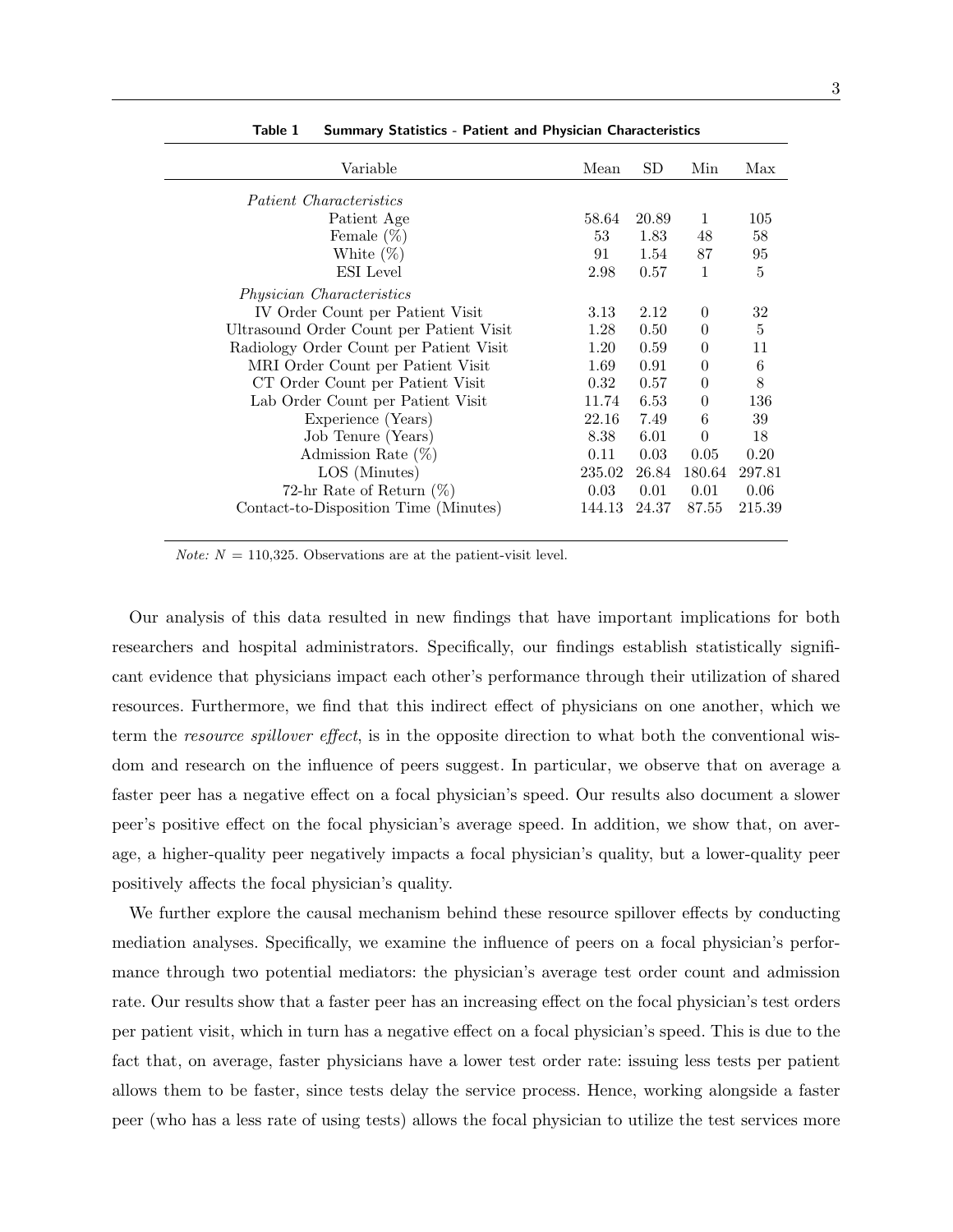**Table 1 Summary Statistics - Patient and Physician Characteristics**

| Variable | Mean | SD | Min | Max |
|---|---|---|---|---|
| *Patient Characteristics* | | | | |
| Patient Age | 58.64 | 20.89 | 1 | 105 |
| Female (%) | 53 | 1.83 | 48 | 58 |
| White (%) | 91 | 1.54 | 87 | 95 |
| ESI Level | 2.98 | 0.57 | 1 | 5 |
| *Physician Characteristics* | | | | |
| IV Order Count per Patient Visit | 3.13 | 2.12 | 0 | 32 |
| Ultrasound Order Count per Patient Visit | 1.28 | 0.50 | 0 | 5 |
| Radiology Order Count per Patient Visit | 1.20 | 0.59 | 0 | 11 |
| MRI Order Count per Patient Visit | 1.69 | 0.91 | 0 | 6 |
| CT Order Count per Patient Visit | 0.32 | 0.57 | 0 | 8 |
| Lab Order Count per Patient Visit | 11.74 | 6.53 | 0 | 136 |
| Experience (Years) | 22.16 | 7.49 | 6 | 39 |
| Job Tenure (Years) | 8.38 | 6.01 | 0 | 18 |
| Admission Rate (%) | 0.11 | 0.03 | 0.05 | 0.20 |
| LOS (Minutes) | 235.02 | 26.84 | 180.64 | 297.81 |
| 72-hr Rate of Return (%) | 0.03 | 0.01 | 0.01 | 0.06 |
| Contact-to-Disposition Time (Minutes) | 144.13 | 24.37 | 87.55 | 215.39 |

*Note:* $N$ = 110,325. Observations are at the patient-visit level.

Our analysis of this data resulted in new findings that have important implications for both researchers and hospital administrators. Specifically, our findings establish statistically significant evidence that physicians impact each other's performance through their utilization of shared resources. Furthermore, we find that this indirect effect of physicians on one another, which we term the *resource spillover effect*, is in the opposite direction to what both the conventional wisdom and research on the influence of peers suggest. In particular, we observe that on average a faster peer has a negative effect on a focal physician's speed. Our results also document a slower peer's positive effect on the focal physician's average speed. In addition, we show that, on average, a higher-quality peer negatively impacts a focal physician's quality, but a lower-quality peer positively affects the focal physician's quality.

We further explore the causal mechanism behind these resource spillover effects by conducting mediation analyses. Specifically, we examine the influence of peers on a focal physician's performance through two potential mediators: the physician's average test order count and admission rate. Our results show that a faster peer has an increasing effect on the focal physician's test orders per patient visit, which in turn has a negative effect on a focal physician's speed. This is due to the fact that, on average, faster physicians have a lower test order rate: issuing less tests per patient allows them to be faster, since tests delay the service process. Hence, working alongside a faster peer (who has a less rate of using tests) allows the focal physician to utilize the test services more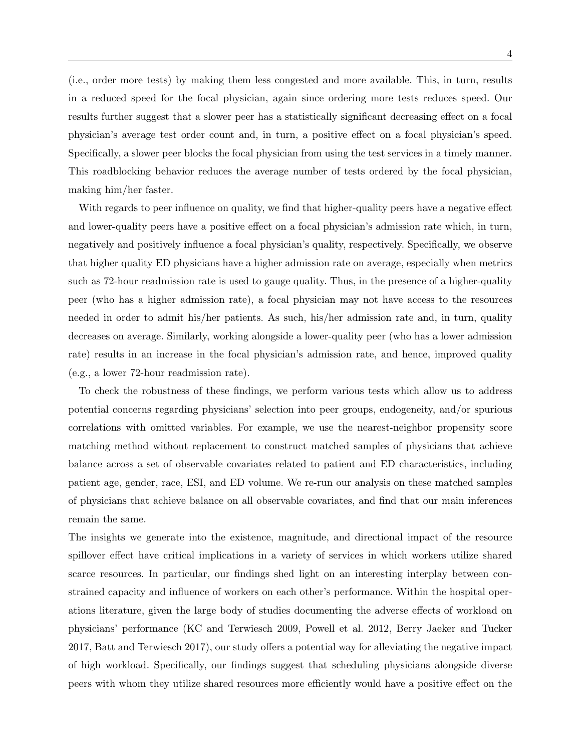(i.e., order more tests) by making them less congested and more available. This, in turn, results in a reduced speed for the focal physician, again since ordering more tests reduces speed. Our results further suggest that a slower peer has a statistically significant decreasing effect on a focal physician's average test order count and, in turn, a positive effect on a focal physician's speed. Specifically, a slower peer blocks the focal physician from using the test services in a timely manner. This roadblocking behavior reduces the average number of tests ordered by the focal physician, making him/her faster.

With regards to peer influence on quality, we find that higher-quality peers have a negative effect and lower-quality peers have a positive effect on a focal physician's admission rate which, in turn, negatively and positively influence a focal physician's quality, respectively. Specifically, we observe that higher quality ED physicians have a higher admission rate on average, especially when metrics such as 72-hour readmission rate is used to gauge quality. Thus, in the presence of a higher-quality peer (who has a higher admission rate), a focal physician may not have access to the resources needed in order to admit his/her patients. As such, his/her admission rate and, in turn, quality decreases on average. Similarly, working alongside a lower-quality peer (who has a lower admission rate) results in an increase in the focal physician's admission rate, and hence, improved quality (e.g., a lower 72-hour readmission rate).

To check the robustness of these findings, we perform various tests which allow us to address potential concerns regarding physicians' selection into peer groups, endogeneity, and/or spurious correlations with omitted variables. For example, we use the nearest-neighbor propensity score matching method without replacement to construct matched samples of physicians that achieve balance across a set of observable covariates related to patient and ED characteristics, including patient age, gender, race, ESI, and ED volume. We re-run our analysis on these matched samples of physicians that achieve balance on all observable covariates, and find that our main inferences remain the same.

The insights we generate into the existence, magnitude, and directional impact of the resource spillover effect have critical implications in a variety of services in which workers utilize shared scarce resources. In particular, our findings shed light on an interesting interplay between constrained capacity and influence of workers on each other's performance. Within the hospital operations literature, given the large body of studies documenting the adverse effects of workload on physicians' performance (KC and Terwiesch 2009, Powell et al. 2012, Berry Jaeker and Tucker 2017, Batt and Terwiesch 2017), our study offers a potential way for alleviating the negative impact of high workload. Specifically, our findings suggest that scheduling physicians alongside diverse peers with whom they utilize shared resources more efficiently would have a positive effect on the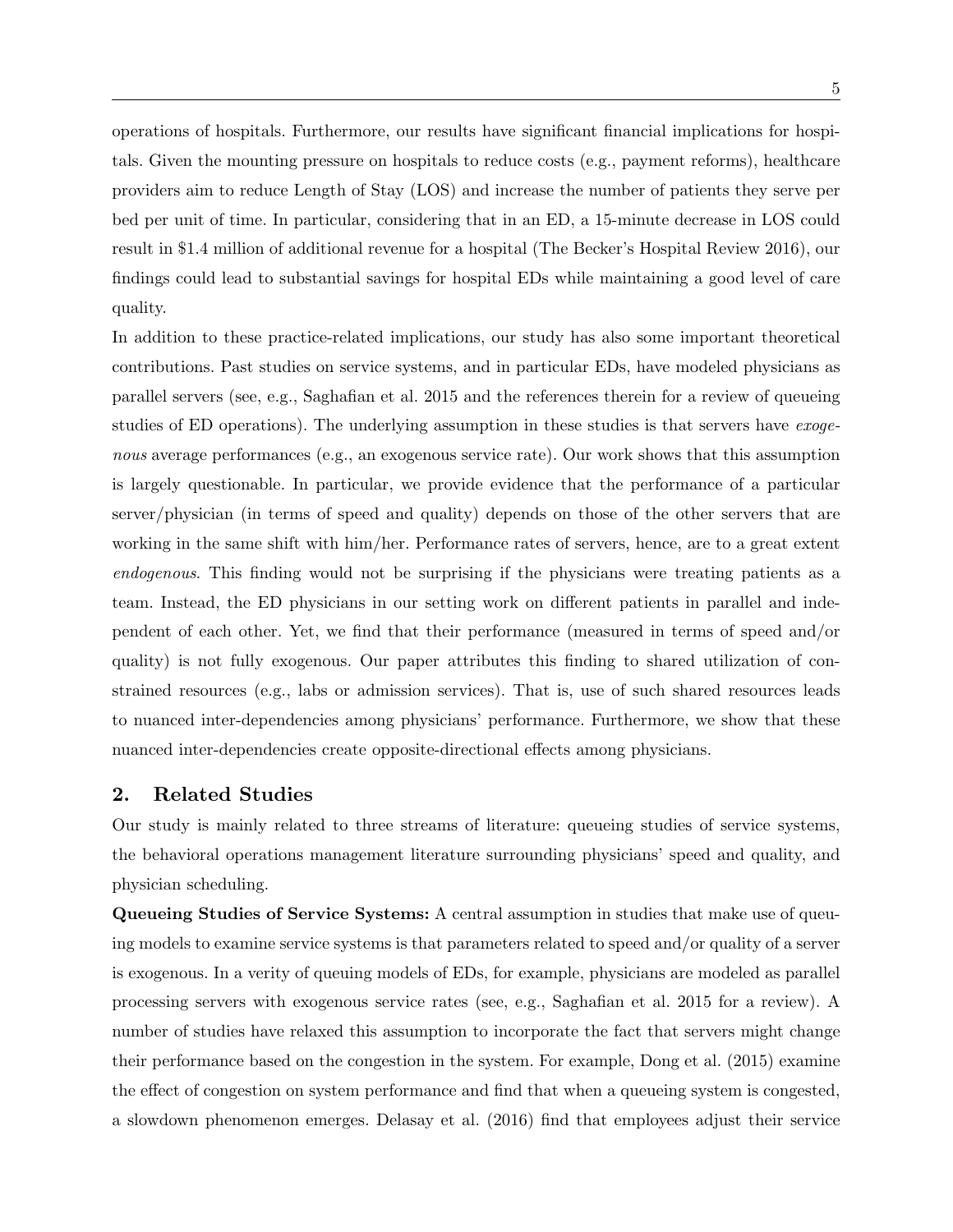operations of hospitals. Furthermore, our results have significant financial implications for hospitals. Given the mounting pressure on hospitals to reduce costs (e.g., payment reforms), healthcare providers aim to reduce Length of Stay (LOS) and increase the number of patients they serve per bed per unit of time. In particular, considering that in an ED, a 15-minute decrease in LOS could result in \$1.4 million of additional revenue for a hospital (The Becker's Hospital Review 2016), our findings could lead to substantial savings for hospital EDs while maintaining a good level of care quality.

In addition to these practice-related implications, our study has also some important theoretical contributions. Past studies on service systems, and in particular EDs, have modeled physicians as parallel servers (see, e.g., Saghafian et al. 2015 and the references therein for a review of queueing studies of ED operations). The underlying assumption in these studies is that servers have *exogenous* average performances (e.g., an exogenous service rate). Our work shows that this assumption is largely questionable. In particular, we provide evidence that the performance of a particular server/physician (in terms of speed and quality) depends on those of the other servers that are working in the same shift with him/her. Performance rates of servers, hence, are to a great extent *endogenous*. This finding would not be surprising if the physicians were treating patients as a team. Instead, the ED physicians in our setting work on different patients in parallel and independent of each other. Yet, we find that their performance (measured in terms of speed and/or quality) is not fully exogenous. Our paper attributes this finding to shared utilization of constrained resources (e.g., labs or admission services). That is, use of such shared resources leads to nuanced inter-dependencies among physicians' performance. Furthermore, we show that these nuanced inter-dependencies create opposite-directional effects among physicians.

## 2. Related Studies

Our study is mainly related to three streams of literature: queueing studies of service systems, the behavioral operations management literature surrounding physicians' speed and quality, and physician scheduling.

**Queueing Studies of Service Systems:** A central assumption in studies that make use of queuing models to examine service systems is that parameters related to speed and/or quality of a server is exogenous. In a verity of queuing models of EDs, for example, physicians are modeled as parallel processing servers with exogenous service rates (see, e.g., Saghafian et al. 2015 for a review). A number of studies have relaxed this assumption to incorporate the fact that servers might change their performance based on the congestion in the system. For example, Dong et al. (2015) examine the effect of congestion on system performance and find that when a queueing system is congested, a slowdown phenomenon emerges. Delasay et al. (2016) find that employees adjust their service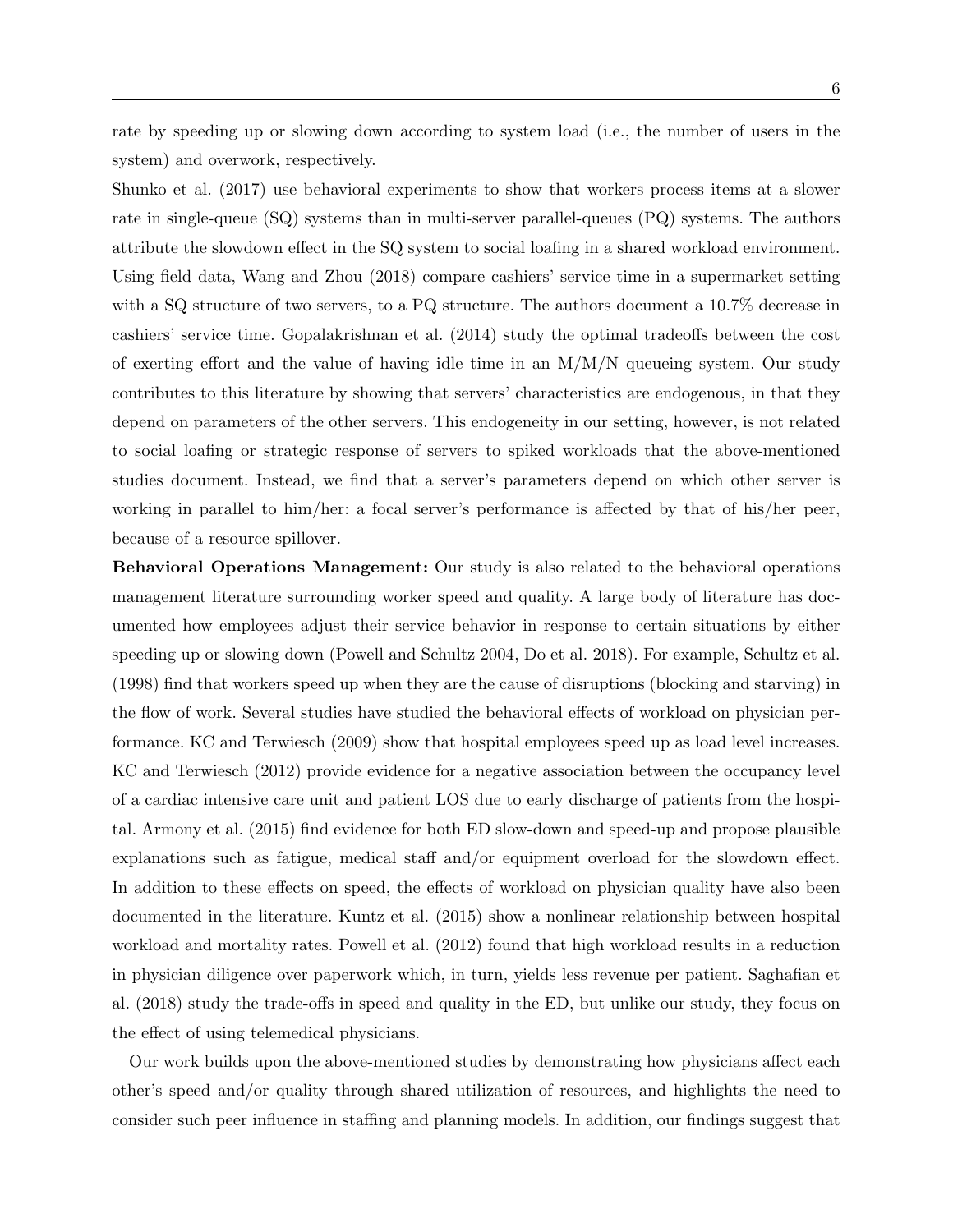rate by speeding up or slowing down according to system load (i.e., the number of users in the system) and overwork, respectively.

Shunko et al. (2017) use behavioral experiments to show that workers process items at a slower rate in single-queue (SQ) systems than in multi-server parallel-queues (PQ) systems. The authors attribute the slowdown effect in the SQ system to social loafing in a shared workload environment. Using field data, Wang and Zhou (2018) compare cashiers' service time in a supermarket setting with a SQ structure of two servers, to a PQ structure. The authors document a 10.7% decrease in cashiers' service time. Gopalakrishnan et al. (2014) study the optimal tradeoffs between the cost of exerting effort and the value of having idle time in an M/M/N queueing system. Our study contributes to this literature by showing that servers' characteristics are endogenous, in that they depend on parameters of the other servers. This endogeneity in our setting, however, is not related to social loafing or strategic response of servers to spiked workloads that the above-mentioned studies document. Instead, we find that a server's parameters depend on which other server is working in parallel to him/her: a focal server's performance is affected by that of his/her peer, because of a resource spillover.

**Behavioral Operations Management:** Our study is also related to the behavioral operations management literature surrounding worker speed and quality. A large body of literature has documented how employees adjust their service behavior in response to certain situations by either speeding up or slowing down (Powell and Schultz 2004, Do et al. 2018). For example, Schultz et al. (1998) find that workers speed up when they are the cause of disruptions (blocking and starving) in the flow of work. Several studies have studied the behavioral effects of workload on physician performance. KC and Terwiesch (2009) show that hospital employees speed up as load level increases. KC and Terwiesch (2012) provide evidence for a negative association between the occupancy level of a cardiac intensive care unit and patient LOS due to early discharge of patients from the hospital. Armony et al. (2015) find evidence for both ED slow-down and speed-up and propose plausible explanations such as fatigue, medical staff and/or equipment overload for the slowdown effect. In addition to these effects on speed, the effects of workload on physician quality have also been documented in the literature. Kuntz et al. (2015) show a nonlinear relationship between hospital workload and mortality rates. Powell et al. (2012) found that high workload results in a reduction in physician diligence over paperwork which, in turn, yields less revenue per patient. Saghafian et al. (2018) study the trade-offs in speed and quality in the ED, but unlike our study, they focus on the effect of using telemedical physicians.

Our work builds upon the above-mentioned studies by demonstrating how physicians affect each other's speed and/or quality through shared utilization of resources, and highlights the need to consider such peer influence in staffing and planning models. In addition, our findings suggest that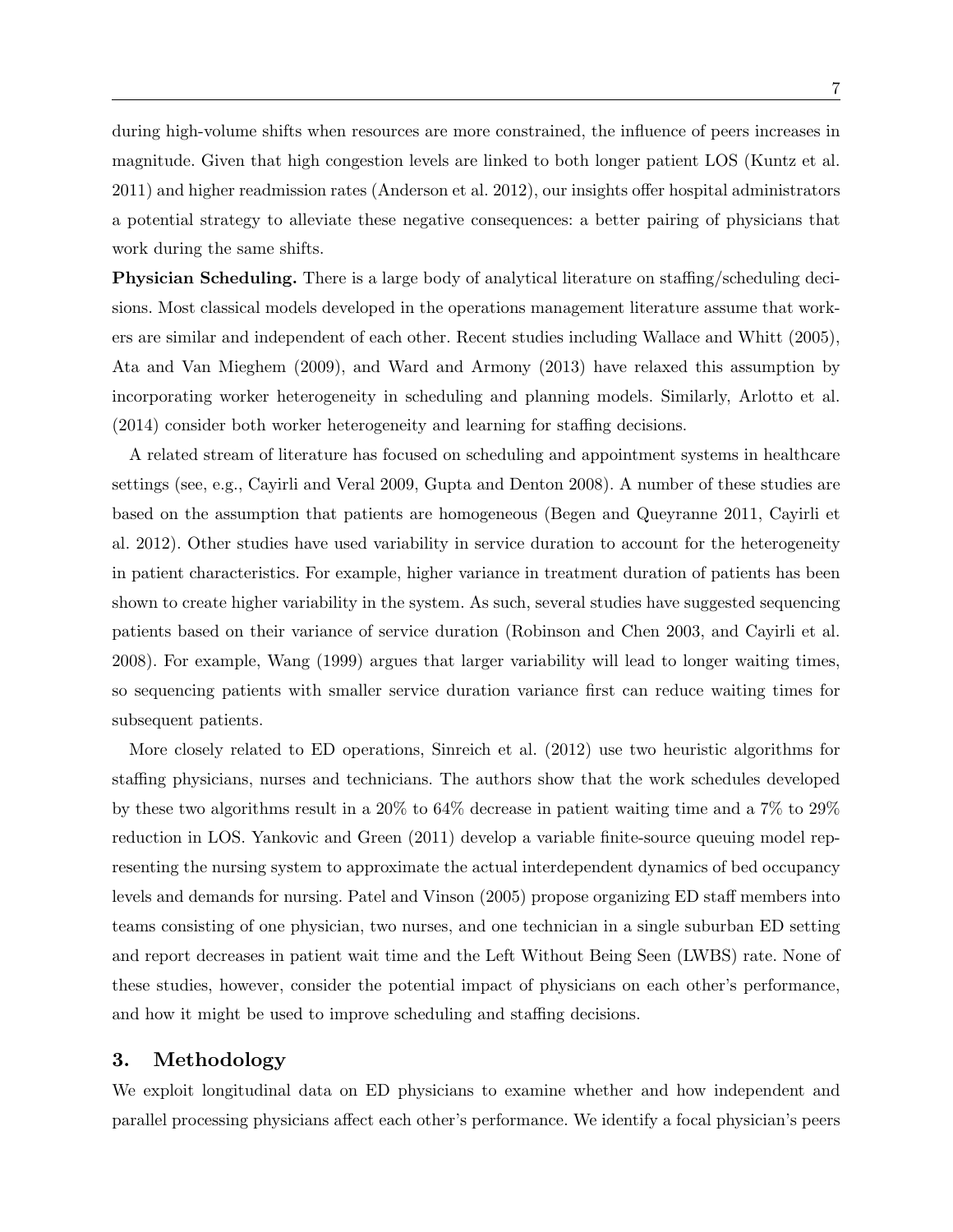during high-volume shifts when resources are more constrained, the influence of peers increases in magnitude. Given that high congestion levels are linked to both longer patient LOS (Kuntz et al. 2011) and higher readmission rates (Anderson et al. 2012), our insights offer hospital administrators a potential strategy to alleviate these negative consequences: a better pairing of physicians that work during the same shifts.

**Physician Scheduling.** There is a large body of analytical literature on staffing/scheduling decisions. Most classical models developed in the operations management literature assume that workers are similar and independent of each other. Recent studies including Wallace and Whitt (2005), Ata and Van Mieghem (2009), and Ward and Armony (2013) have relaxed this assumption by incorporating worker heterogeneity in scheduling and planning models. Similarly, Arlotto et al. (2014) consider both worker heterogeneity and learning for staffing decisions.

A related stream of literature has focused on scheduling and appointment systems in healthcare settings (see, e.g., Cayirli and Veral 2009, Gupta and Denton 2008). A number of these studies are based on the assumption that patients are homogeneous (Begen and Queyranne 2011, Cayirli et al. 2012). Other studies have used variability in service duration to account for the heterogeneity in patient characteristics. For example, higher variance in treatment duration of patients has been shown to create higher variability in the system. As such, several studies have suggested sequencing patients based on their variance of service duration (Robinson and Chen 2003, and Cayirli et al. 2008). For example, Wang (1999) argues that larger variability will lead to longer waiting times, so sequencing patients with smaller service duration variance first can reduce waiting times for subsequent patients.

More closely related to ED operations, Sinreich et al. (2012) use two heuristic algorithms for staffing physicians, nurses and technicians. The authors show that the work schedules developed by these two algorithms result in a 20% to 64% decrease in patient waiting time and a 7% to 29% reduction in LOS. Yankovic and Green (2011) develop a variable finite-source queuing model representing the nursing system to approximate the actual interdependent dynamics of bed occupancy levels and demands for nursing. Patel and Vinson (2005) propose organizing ED staff members into teams consisting of one physician, two nurses, and one technician in a single suburban ED setting and report decreases in patient wait time and the Left Without Being Seen (LWBS) rate. None of these studies, however, consider the potential impact of physicians on each other's performance, and how it might be used to improve scheduling and staffing decisions.

## 3. Methodology

We exploit longitudinal data on ED physicians to examine whether and how independent and parallel processing physicians affect each other's performance. We identify a focal physician's peers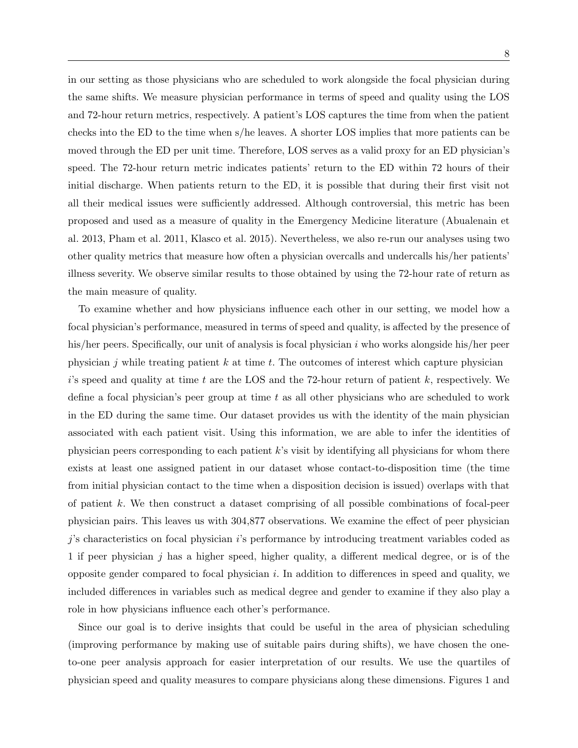in our setting as those physicians who are scheduled to work alongside the focal physician during the same shifts. We measure physician performance in terms of speed and quality using the LOS and 72-hour return metrics, respectively. A patient's LOS captures the time from when the patient checks into the ED to the time when s/he leaves. A shorter LOS implies that more patients can be moved through the ED per unit time. Therefore, LOS serves as a valid proxy for an ED physician's speed. The 72-hour return metric indicates patients' return to the ED within 72 hours of their initial discharge. When patients return to the ED, it is possible that during their first visit not all their medical issues were sufficiently addressed. Although controversial, this metric has been proposed and used as a measure of quality in the Emergency Medicine literature (Abualenain et al. 2013, Pham et al. 2011, Klasco et al. 2015). Nevertheless, we also re-run our analyses using two other quality metrics that measure how often a physician overcalls and undercalls his/her patients' illness severity. We observe similar results to those obtained by using the 72-hour rate of return as the main measure of quality.

To examine whether and how physicians influence each other in our setting, we model how a focal physician's performance, measured in terms of speed and quality, is affected by the presence of his/her peers. Specifically, our unit of analysis is focal physician $i$ who works alongside his/her peer physician $j$ while treating patient $k$ at time $t$. The outcomes of interest which capture physician $i$'s speed and quality at time $t$ are the LOS and the 72-hour return of patient $k$, respectively. We define a focal physician's peer group at time $t$ as all other physicians who are scheduled to work in the ED during the same time. Our dataset provides us with the identity of the main physician associated with each patient visit. Using this information, we are able to infer the identities of physician peers corresponding to each patient $k$'s visit by identifying all physicians for whom there exists at least one assigned patient in our dataset whose contact-to-disposition time (the time from initial physician contact to the time when a disposition decision is issued) overlaps with that of patient $k$. We then construct a dataset comprising of all possible combinations of focal-peer physician pairs. This leaves us with 304,877 observations. We examine the effect of peer physician $j$'s characteristics on focal physician $i$'s performance by introducing treatment variables coded as 1 if peer physician $j$ has a higher speed, higher quality, a different medical degree, or is of the opposite gender compared to focal physician $i$. In addition to differences in speed and quality, we included differences in variables such as medical degree and gender to examine if they also play a role in how physicians influence each other's performance.

Since our goal is to derive insights that could be useful in the area of physician scheduling (improving performance by making use of suitable pairs during shifts), we have chosen the one-to-one peer analysis approach for easier interpretation of our results. We use the quartiles of physician speed and quality measures to compare physicians along these dimensions. Figures 1 and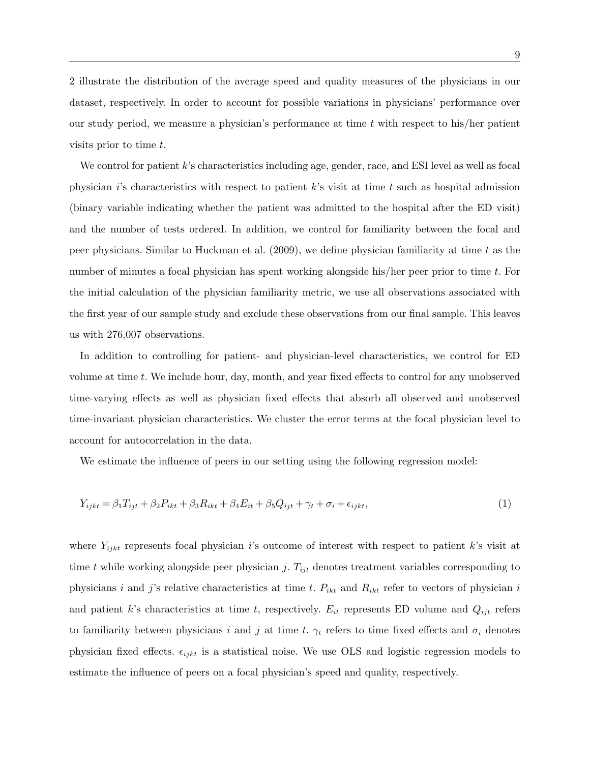2 illustrate the distribution of the average speed and quality measures of the physicians in our dataset, respectively. In order to account for possible variations in physicians' performance over our study period, we measure a physician's performance at time $t$ with respect to his/her patient visits prior to time $t$.

We control for patient $k$'s characteristics including age, gender, race, and ESI level as well as focal physician $i$'s characteristics with respect to patient $k$'s visit at time $t$ such as hospital admission (binary variable indicating whether the patient was admitted to the hospital after the ED visit) and the number of tests ordered. In addition, we control for familiarity between the focal and peer physicians. Similar to Huckman et al. (2009), we define physician familiarity at time $t$ as the number of minutes a focal physician has spent working alongside his/her peer prior to time $t$. For the initial calculation of the physician familiarity metric, we use all observations associated with the first year of our sample study and exclude these observations from our final sample. This leaves us with 276,007 observations.

In addition to controlling for patient- and physician-level characteristics, we control for ED volume at time $t$. We include hour, day, month, and year fixed effects to control for any unobserved time-varying effects as well as physician fixed effects that absorb all observed and unobserved time-invariant physician characteristics. We cluster the error terms at the focal physician level to account for autocorrelation in the data.

We estimate the influence of peers in our setting using the following regression model:

$$Y_{ijkt} = \beta_1 T_{ijt} + \beta_2 P_{ikt} + \beta_3 R_{ikt} + \beta_4 E_{it} + \beta_5 Q_{ijt} + \gamma_t + \sigma_i + \epsilon_{ijkt}, \tag{1}$$

where $Y_{ijkt}$ represents focal physician $i$'s outcome of interest with respect to patient $k$'s visit at time $t$ while working alongside peer physician $j$. $T_{ijt}$ denotes treatment variables corresponding to physicians $i$ and $j$'s relative characteristics at time $t$. $P_{ikt}$ and $R_{ikt}$ refer to vectors of physician $i$ and patient $k$'s characteristics at time $t$, respectively. $E_{it}$ represents ED volume and $Q_{ijt}$ refers to familiarity between physicians $i$ and $j$ at time $t$. $\gamma_t$ refers to time fixed effects and $\sigma_i$ denotes physician fixed effects. $\epsilon_{ijkt}$ is a statistical noise. We use OLS and logistic regression models to estimate the influence of peers on a focal physician's speed and quality, respectively.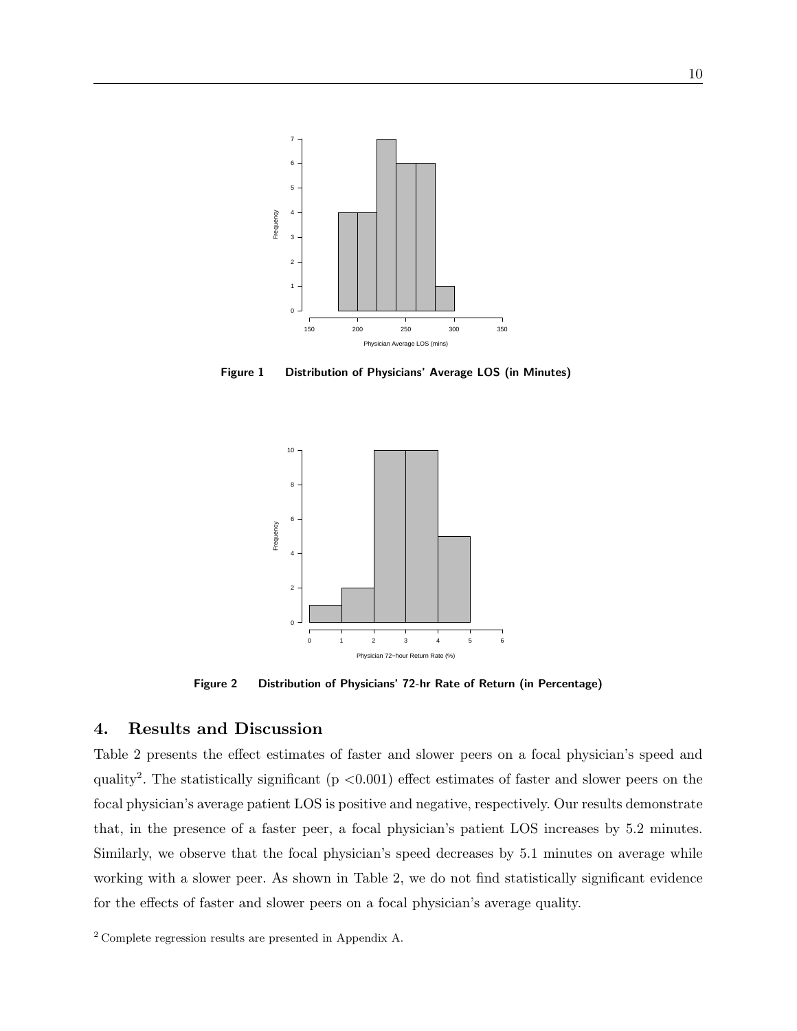7
6
5
4
3
2
1
0

Frequency

150 200 250 300 350

Physician Average LOS (mins)

**Figure 1** **Distribution of Physicians' Average LOS (in Minutes)**

10
8
6
4
2
0

Frequency

0 1 2 3 4 5 6

Physician 72–hour Return Rate (%)

**Figure 2** **Distribution of Physicians' 72-hr Rate of Return (in Percentage)**

## 4. Results and Discussion

Table 2 presents the effect estimates of faster and slower peers on a focal physician's speed and quality[2]. The statistically significant ($p < 0.001$) effect estimates of faster and slower peers on the focal physician's average patient LOS is positive and negative, respectively. Our results demonstrate that, in the presence of a faster peer, a focal physician's patient LOS increases by 5.2 minutes. Similarly, we observe that the focal physician's speed decreases by 5.1 minutes on average while working with a slower peer. As shown in Table 2, we do not find statistically significant evidence for the effects of faster and slower peers on a focal physician's average quality.

[2] Complete regression results are presented in Appendix A.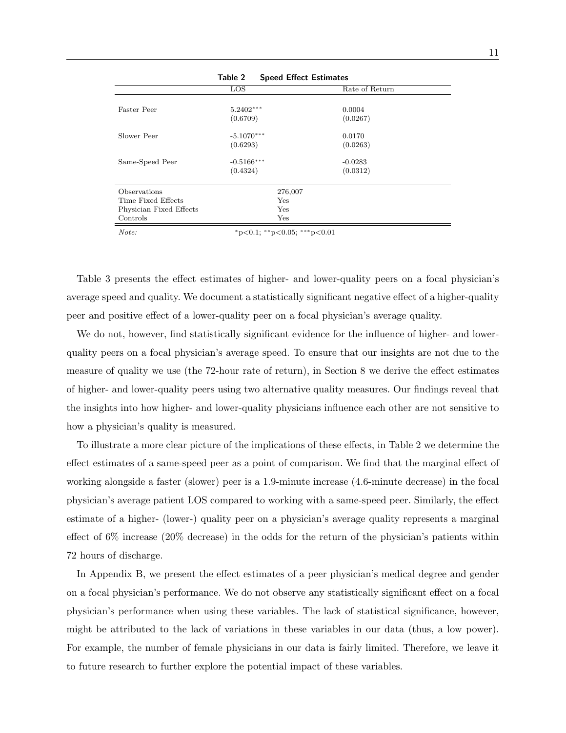Table 2 **Speed Effect Estimates**

| | LOS | Rate of Return |
|---|---|---|
| Faster Peer | $5.2402^{***}$ | 0.0004 |
| | (0.6709) | (0.0267) |
| Slower Peer | $-5.1070^{***}$ | 0.0170 |
| | (0.6293) | (0.0263) |
| Same-Speed Peer | $-0.5166^{***}$ | -0.0283 |
| | (0.4324) | (0.0312) |
| Observations | 276,007 | |
| Time Fixed Effects | Yes | |
| Physician Fixed Effects | Yes | |
| Controls | Yes | |

*Note:* $^{*}$p<0.1; $^{**}$p<0.05; $^{***}$p<0.01

Table 3 presents the effect estimates of higher- and lower-quality peers on a focal physician's average speed and quality. We document a statistically significant negative effect of a higher-quality peer and positive effect of a lower-quality peer on a focal physician's average quality.

We do not, however, find statistically significant evidence for the influence of higher- and lower-quality peers on a focal physician's average speed. To ensure that our insights are not due to the measure of quality we use (the 72-hour rate of return), in Section 8 we derive the effect estimates of higher- and lower-quality peers using two alternative quality measures. Our findings reveal that the insights into how higher- and lower-quality physicians influence each other are not sensitive to how a physician's quality is measured.

To illustrate a more clear picture of the implications of these effects, in Table 2 we determine the effect estimates of a same-speed peer as a point of comparison. We find that the marginal effect of working alongside a faster (slower) peer is a 1.9-minute increase (4.6-minute decrease) in the focal physician's average patient LOS compared to working with a same-speed peer. Similarly, the effect estimate of a higher- (lower-) quality peer on a physician's average quality represents a marginal effect of 6% increase (20% decrease) in the odds for the return of the physician's patients within 72 hours of discharge.

In Appendix B, we present the effect estimates of a peer physician's medical degree and gender on a focal physician's performance. We do not observe any statistically significant effect on a focal physician's performance when using these variables. The lack of statistical significance, however, might be attributed to the lack of variations in these variables in our data (thus, a low power). For example, the number of female physicians in our data is fairly limited. Therefore, we leave it to future research to further explore the potential impact of these variables.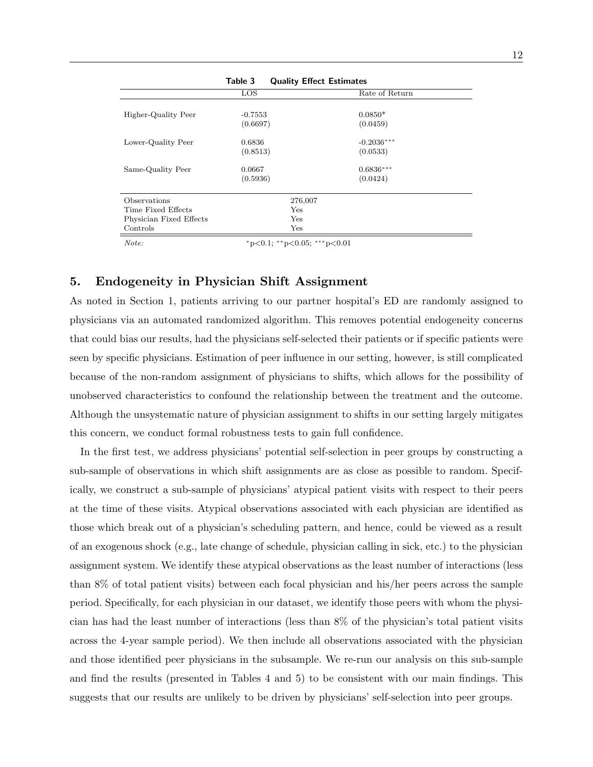**Table 3 Quality Effect Estimates**

| | LOS | Rate of Return |
|---|---|---|
| Higher-Quality Peer | -0.7553 | 0.0850* |
| | (0.6697) | (0.0459) |
| Lower-Quality Peer | 0.6836 | -0.2036*** |
| | (0.8513) | (0.0533) |
| Same-Quality Peer | 0.0667 | 0.6836*** |
| | (0.5936) | (0.0424) |
| Observations | 276,007 | |
| Time Fixed Effects | Yes | |
| Physician Fixed Effects | Yes | |
| Controls | Yes | |
| *Note:* | *p<0.1; **p<0.05; ***p<0.01 | |

## 5. Endogeneity in Physician Shift Assignment

As noted in Section 1, patients arriving to our partner hospital's ED are randomly assigned to physicians via an automated randomized algorithm. This removes potential endogeneity concerns that could bias our results, had the physicians self-selected their patients or if specific patients were seen by specific physicians. Estimation of peer influence in our setting, however, is still complicated because of the non-random assignment of physicians to shifts, which allows for the possibility of unobserved characteristics to confound the relationship between the treatment and the outcome. Although the unsystematic nature of physician assignment to shifts in our setting largely mitigates this concern, we conduct formal robustness tests to gain full confidence.

In the first test, we address physicians' potential self-selection in peer groups by constructing a sub-sample of observations in which shift assignments are as close as possible to random. Specifically, we construct a sub-sample of physicians' atypical patient visits with respect to their peers at the time of these visits. Atypical observations associated with each physician are identified as those which break out of a physician's scheduling pattern, and hence, could be viewed as a result of an exogenous shock (e.g., late change of schedule, physician calling in sick, etc.) to the physician assignment system. We identify these atypical observations as the least number of interactions (less than 8% of total patient visits) between each focal physician and his/her peers across the sample period. Specifically, for each physician in our dataset, we identify those peers with whom the physician has had the least number of interactions (less than 8% of the physician's total patient visits across the 4-year sample period). We then include all observations associated with the physician and those identified peer physicians in the subsample. We re-run our analysis on this sub-sample and find the results (presented in Tables 4 and 5) to be consistent with our main findings. This suggests that our results are unlikely to be driven by physicians' self-selection into peer groups.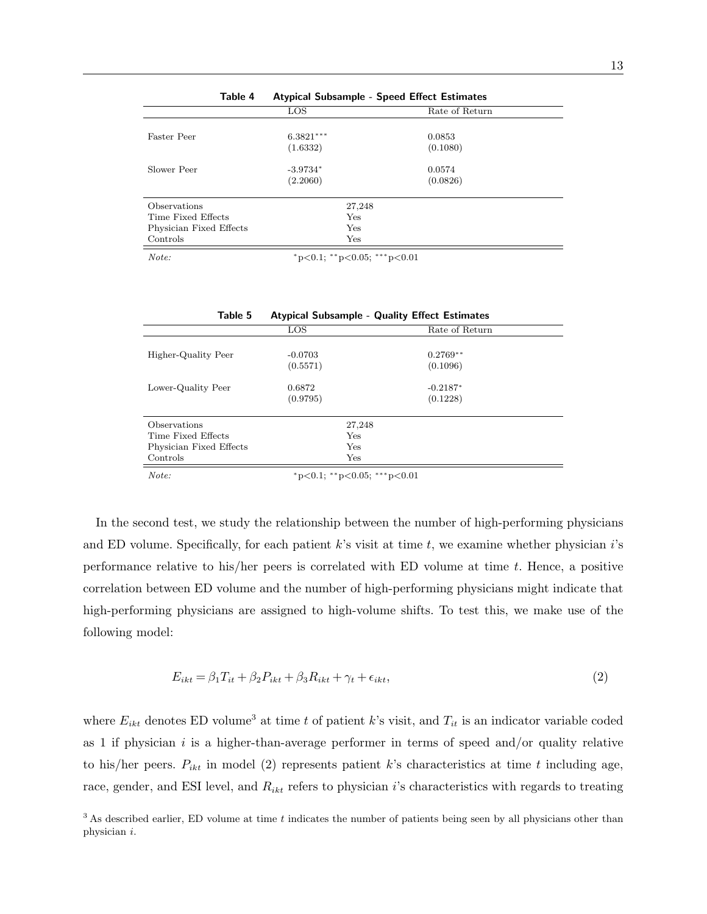**Table 4 Atypical Subsample - Speed Effect Estimates**

| | LOS | Rate of Return |
|---|---|---|
| Faster Peer | 6.3821*** | 0.0853 |
| | (1.6332) | (0.1080) |
| Slower Peer | -3.9734* | 0.0574 |
| | (2.2060) | (0.0826) |
| Observations | 27,248 | |
| Time Fixed Effects | Yes | |
| Physician Fixed Effects | Yes | |
| Controls | Yes | |
| *Note:* | *p<0.1; **p<0.05; ***p<0.01 | |

**Table 5 Atypical Subsample - Quality Effect Estimates**

| | LOS | Rate of Return |
|---|---|---|
| Higher-Quality Peer | -0.0703 | 0.2769** |
| | (0.5571) | (0.1096) |
| Lower-Quality Peer | 0.6872 | -0.2187* |
| | (0.9795) | (0.1228) |
| Observations | 27,248 | |
| Time Fixed Effects | Yes | |
| Physician Fixed Effects | Yes | |
| Controls | Yes | |
| *Note:* | *p<0.1; **p<0.05; ***p<0.01 | |

In the second test, we study the relationship between the number of high-performing physicians and ED volume. Specifically, for each patient $k$'s visit at time $t$, we examine whether physician $i$'s performance relative to his/her peers is correlated with ED volume at time $t$. Hence, a positive correlation between ED volume and the number of high-performing physicians might indicate that high-performing physicians are assigned to high-volume shifts. To test this, we make use of the following model:

$$E_{ikt} = \beta_1 T_{it} + \beta_2 P_{ikt} + \beta_3 R_{ikt} + \gamma_t + \epsilon_{ikt}, \tag{2}$$

where $E_{ikt}$ denotes ED volume[3] at time $t$ of patient $k$'s visit, and $T_{it}$ is an indicator variable coded as 1 if physician $i$ is a higher-than-average performer in terms of speed and/or quality relative to his/her peers. $P_{ikt}$ in model (2) represents patient $k$'s characteristics at time $t$ including age, race, gender, and ESI level, and $R_{ikt}$ refers to physician $i$'s characteristics with regards to treating

[3] As described earlier, ED volume at time $t$ indicates the number of patients being seen by all physicians other than physician $i$.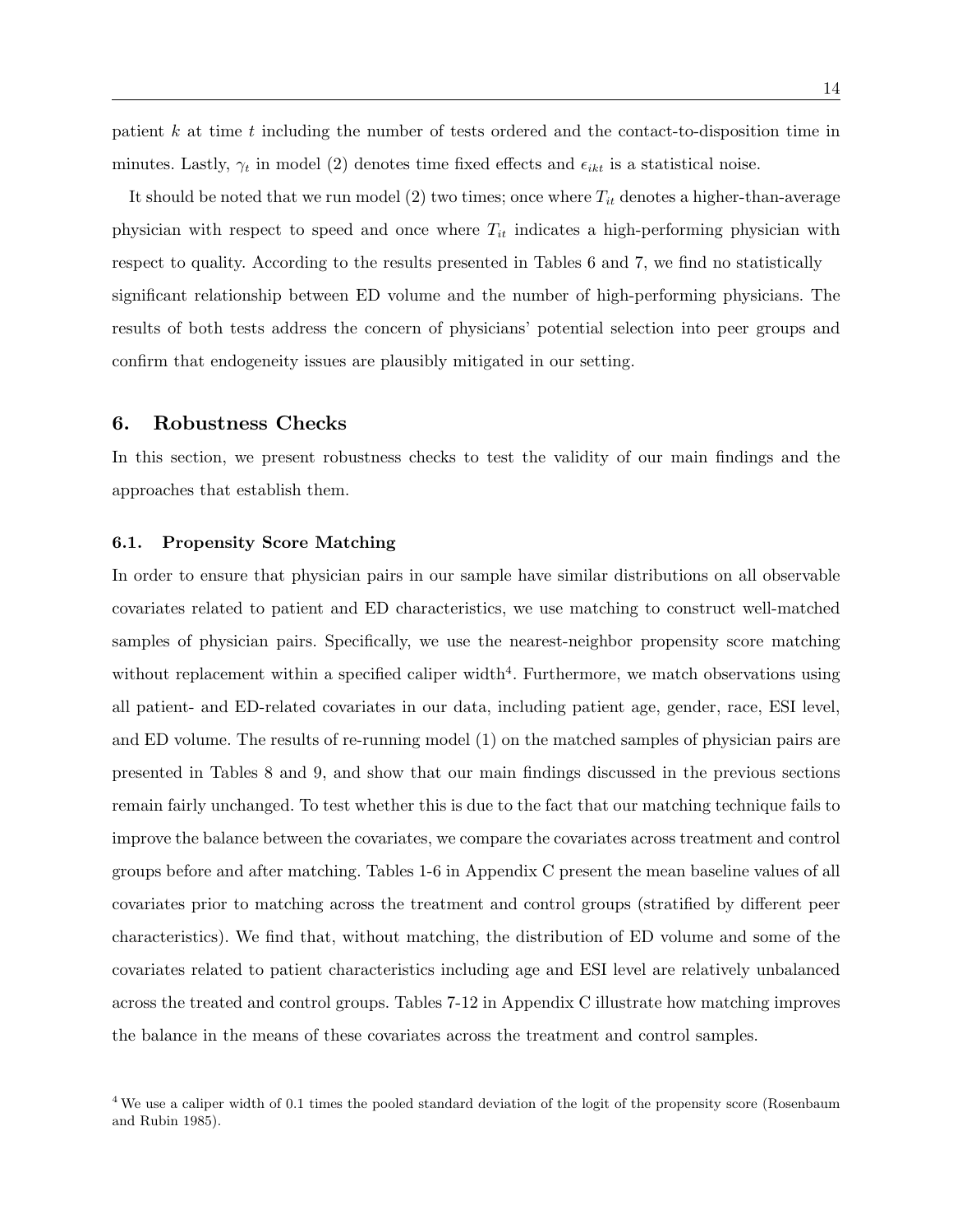patient $k$ at time $t$ including the number of tests ordered and the contact-to-disposition time in minutes. Lastly, $\gamma_t$ in model (2) denotes time fixed effects and $\epsilon_{ikt}$ is a statistical noise.

It should be noted that we run model (2) two times; once where $T_{it}$ denotes a higher-than-average physician with respect to speed and once where $T_{it}$ indicates a high-performing physician with respect to quality. According to the results presented in Tables 6 and 7, we find no statistically significant relationship between ED volume and the number of high-performing physicians. The results of both tests address the concern of physicians' potential selection into peer groups and confirm that endogeneity issues are plausibly mitigated in our setting.

## 6. Robustness Checks

In this section, we present robustness checks to test the validity of our main findings and the approaches that establish them.

### 6.1. Propensity Score Matching

In order to ensure that physician pairs in our sample have similar distributions on all observable covariates related to patient and ED characteristics, we use matching to construct well-matched samples of physician pairs. Specifically, we use the nearest-neighbor propensity score matching without replacement within a specified caliper width[4]. Furthermore, we match observations using all patient- and ED-related covariates in our data, including patient age, gender, race, ESI level, and ED volume. The results of re-running model (1) on the matched samples of physician pairs are presented in Tables 8 and 9, and show that our main findings discussed in the previous sections remain fairly unchanged. To test whether this is due to the fact that our matching technique fails to improve the balance between the covariates, we compare the covariates across treatment and control groups before and after matching. Tables 1-6 in Appendix C present the mean baseline values of all covariates prior to matching across the treatment and control groups (stratified by different peer characteristics). We find that, without matching, the distribution of ED volume and some of the covariates related to patient characteristics including age and ESI level are relatively unbalanced across the treated and control groups. Tables 7-12 in Appendix C illustrate how matching improves the balance in the means of these covariates across the treatment and control samples.

[4] We use a caliper width of 0.1 times the pooled standard deviation of the logit of the propensity score (Rosenbaum and Rubin 1985).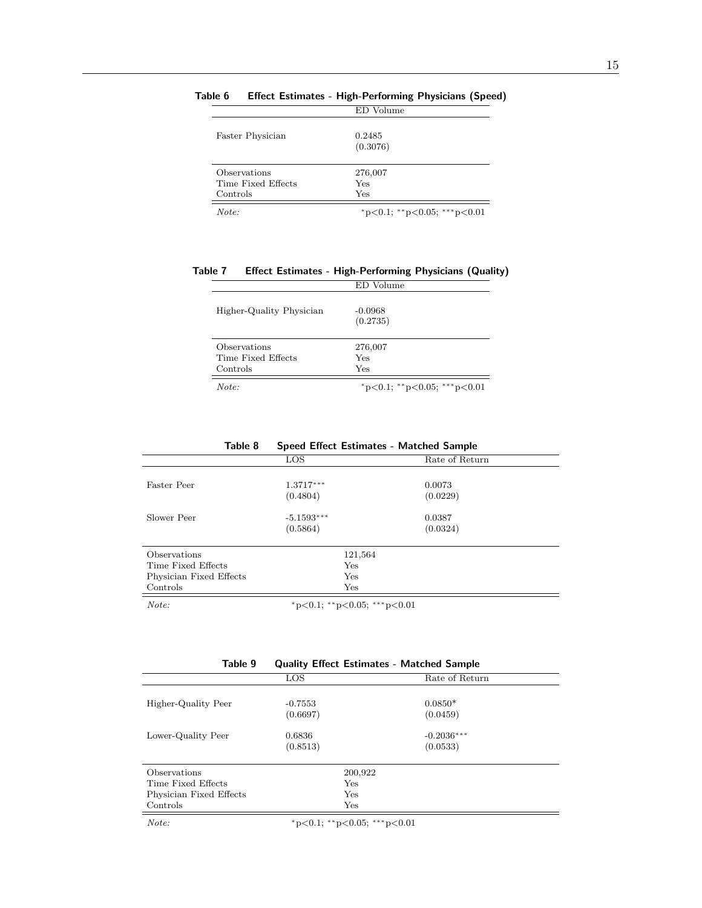**Table 6 Effect Estimates - High-Performing Physicians (Speed)**

| | ED Volume |
|---|---|
| Faster Physician | 0.2485 |
| | (0.3076) |
| Observations | 276,007 |
| Time Fixed Effects | Yes |
| Controls | Yes |
| *Note:* | $^{*}$p<0.1; $^{**}$p<0.05; $^{***}$p<0.01 |

**Table 7 Effect Estimates - High-Performing Physicians (Quality)**

| | ED Volume |
|---|---|
| Higher-Quality Physician | -0.0968 |
| | (0.2735) |
| Observations | 276,007 |
| Time Fixed Effects | Yes |
| Controls | Yes |
| *Note:* | $^{*}$p<0.1; $^{**}$p<0.05; $^{***}$p<0.01 |

**Table 8 Speed Effect Estimates - Matched Sample**

| | LOS | Rate of Return |
|---|---|---|
| Faster Peer | 1.3717$^{***}$ | 0.0073 |
| | (0.4804) | (0.0229) |
| Slower Peer | -5.1593$^{***}$ | 0.0387 |
| | (0.5864) | (0.0324) |
| Observations | 121,564 | |
| Time Fixed Effects | Yes | |
| Physician Fixed Effects | Yes | |
| Controls | Yes | |
| *Note:* | $^{*}$p<0.1; $^{**}$p<0.05; $^{***}$p<0.01 | |

**Table 9 Quality Effect Estimates - Matched Sample**

| | LOS | Rate of Return |
|---|---|---|
| Higher-Quality Peer | -0.7553 | 0.0850* |
| | (0.6697) | (0.0459) |
| Lower-Quality Peer | 0.6836 | -0.2036$^{***}$ |
| | (0.8513) | (0.0533) |
| Observations | 200,922 | |
| Time Fixed Effects | Yes | |
| Physician Fixed Effects | Yes | |
| Controls | Yes | |
| *Note:* | $^{*}$p<0.1; $^{**}$p<0.05; $^{***}$p<0.01 | |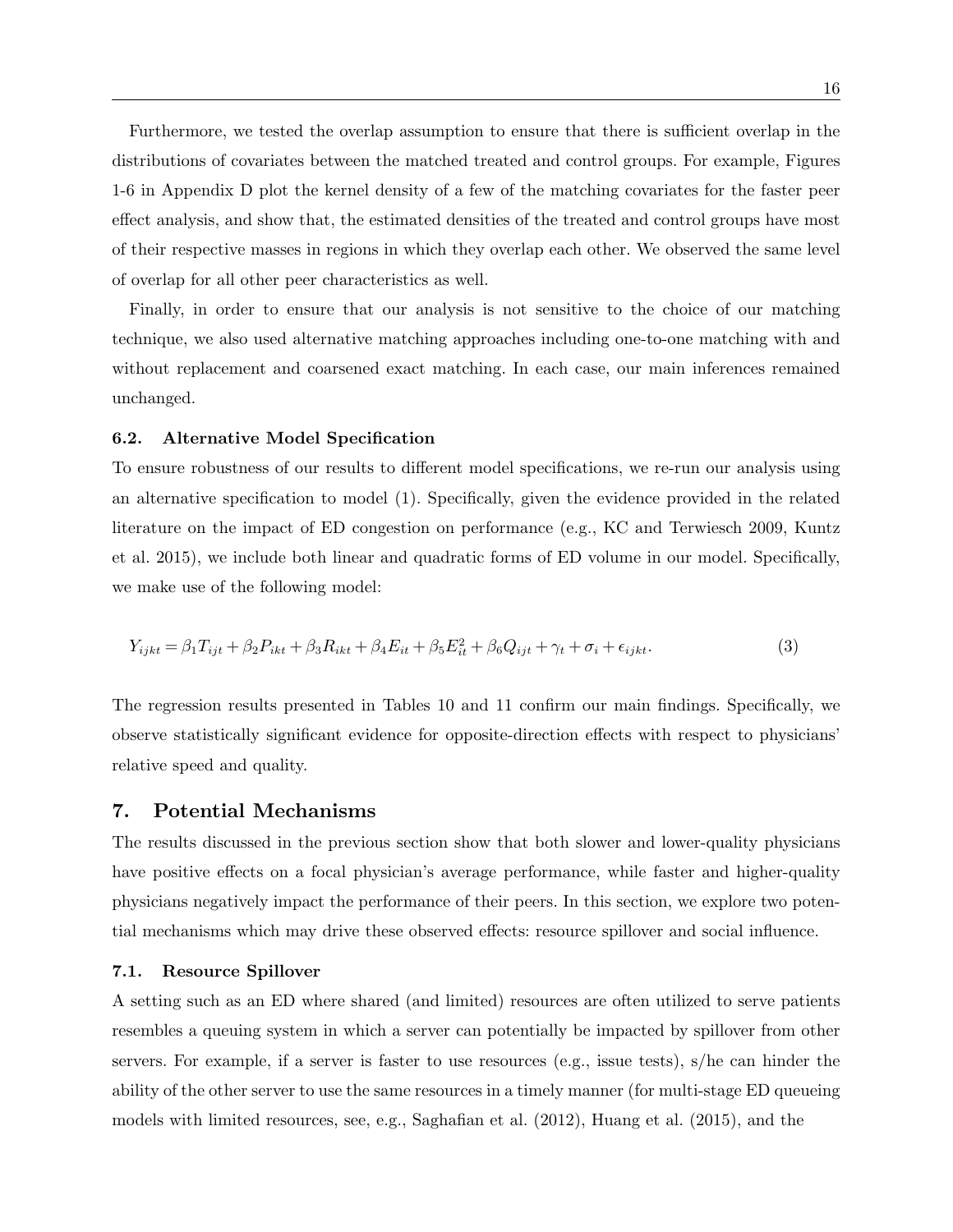Furthermore, we tested the overlap assumption to ensure that there is sufficient overlap in the distributions of covariates between the matched treated and control groups. For example, Figures 1-6 in Appendix D plot the kernel density of a few of the matching covariates for the faster peer effect analysis, and show that, the estimated densities of the treated and control groups have most of their respective masses in regions in which they overlap each other. We observed the same level of overlap for all other peer characteristics as well.

Finally, in order to ensure that our analysis is not sensitive to the choice of our matching technique, we also used alternative matching approaches including one-to-one matching with and without replacement and coarsened exact matching. In each case, our main inferences remained unchanged.

### 6.2. Alternative Model Specification

To ensure robustness of our results to different model specifications, we re-run our analysis using an alternative specification to model (1). Specifically, given the evidence provided in the related literature on the impact of ED congestion on performance (e.g., KC and Terwiesch 2009, Kuntz et al. 2015), we include both linear and quadratic forms of ED volume in our model. Specifically, we make use of the following model:

$$Y_{ijkt} = \beta_1 T_{ijt} + \beta_2 P_{ikt} + \beta_3 R_{ikt} + \beta_4 E_{it} + \beta_5 E_{it}^2 + \beta_6 Q_{ijt} + \gamma_t + \sigma_i + \epsilon_{ijkt}. \tag{3}$$

The regression results presented in Tables 10 and 11 confirm our main findings. Specifically, we observe statistically significant evidence for opposite-direction effects with respect to physicians' relative speed and quality.

## 7. Potential Mechanisms

The results discussed in the previous section show that both slower and lower-quality physicians have positive effects on a focal physician's average performance, while faster and higher-quality physicians negatively impact the performance of their peers. In this section, we explore two potential mechanisms which may drive these observed effects: resource spillover and social influence.

### 7.1. Resource Spillover

A setting such as an ED where shared (and limited) resources are often utilized to serve patients resembles a queuing system in which a server can potentially be impacted by spillover from other servers. For example, if a server is faster to use resources (e.g., issue tests), s/he can hinder the ability of the other server to use the same resources in a timely manner (for multi-stage ED queueing models with limited resources, see, e.g., Saghafian et al. (2012), Huang et al. (2015), and the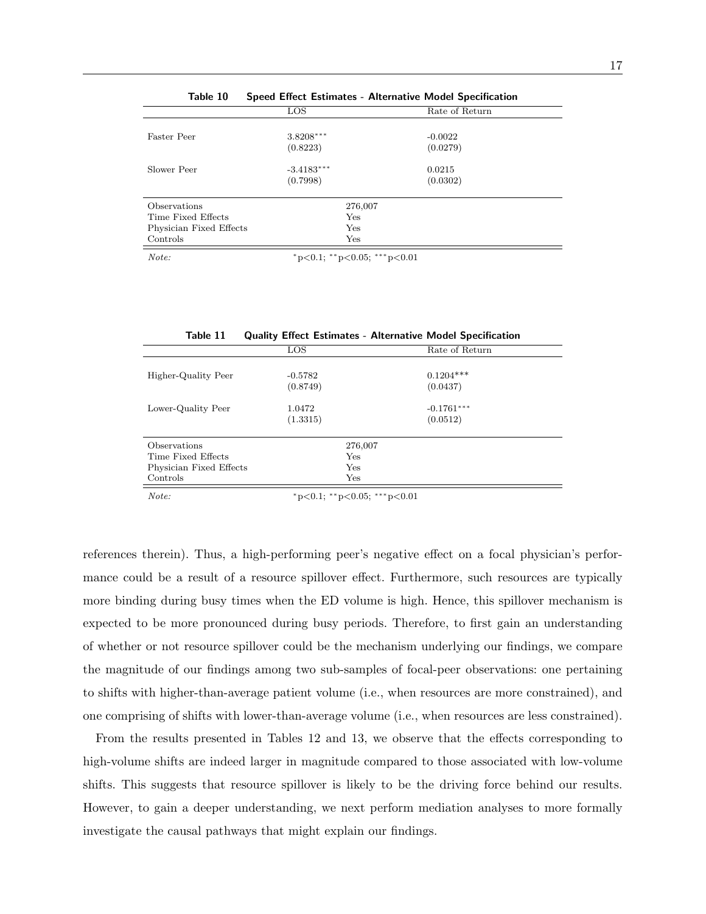**Table 10 Speed Effect Estimates - Alternative Model Specification**

| | LOS | Rate of Return |
|---|---|---|
| Faster Peer | 3.8208*** | -0.0022 |
| | (0.8223) | (0.0279) |
| Slower Peer | -3.4183*** | 0.0215 |
| | (0.7998) | (0.0302) |
| Observations | 276,007 | |
| Time Fixed Effects | Yes | |
| Physician Fixed Effects | Yes | |
| Controls | Yes | |
| *Note:* | *p<0.1; **p<0.05; ***p<0.01 | |

**Table 11 Quality Effect Estimates - Alternative Model Specification**

| | LOS | Rate of Return |
|---|---|---|
| Higher-Quality Peer | -0.5782 | 0.1204*** |
| | (0.8749) | (0.0437) |
| Lower-Quality Peer | 1.0472 | -0.1761*** |
| | (1.3315) | (0.0512) |
| Observations | 276,007 | |
| Time Fixed Effects | Yes | |
| Physician Fixed Effects | Yes | |
| Controls | Yes | |
| *Note:* | *p<0.1; **p<0.05; ***p<0.01 | |

references therein). Thus, a high-performing peer's negative effect on a focal physician's performance could be a result of a resource spillover effect. Furthermore, such resources are typically more binding during busy times when the ED volume is high. Hence, this spillover mechanism is expected to be more pronounced during busy periods. Therefore, to first gain an understanding of whether or not resource spillover could be the mechanism underlying our findings, we compare the magnitude of our findings among two sub-samples of focal-peer observations: one pertaining to shifts with higher-than-average patient volume (i.e., when resources are more constrained), and one comprising of shifts with lower-than-average volume (i.e., when resources are less constrained).

From the results presented in Tables 12 and 13, we observe that the effects corresponding to high-volume shifts are indeed larger in magnitude compared to those associated with low-volume shifts. This suggests that resource spillover is likely to be the driving force behind our results. However, to gain a deeper understanding, we next perform mediation analyses to more formally investigate the causal pathways that might explain our findings.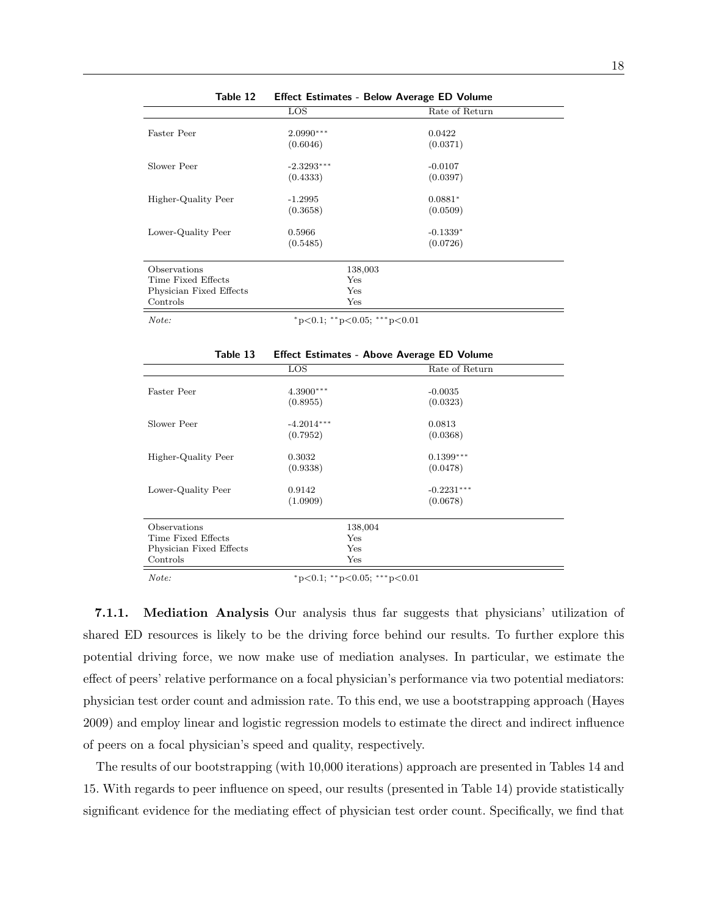**Table 12  Effect Estimates - Below Average ED Volume**

| | LOS | Rate of Return |
|---|---|---|
| Faster Peer | 2.0990*** | 0.0422 |
| | (0.6046) | (0.0371) |
| Slower Peer | -2.3293*** | -0.0107 |
| | (0.4333) | (0.0397) |
| Higher-Quality Peer | -1.2995 | 0.0881* |
| | (0.3658) | (0.0509) |
| Lower-Quality Peer | 0.5966 | -0.1339* |
| | (0.5485) | (0.0726) |
| Observations | 138,003 | |
| Time Fixed Effects | Yes | |
| Physician Fixed Effects | Yes | |
| Controls | Yes | |

*Note:* *p<0.1; **p<0.05; ***p<0.01

**Table 13  Effect Estimates - Above Average ED Volume**

| | LOS | Rate of Return |
|---|---|---|
| Faster Peer | 4.3900*** | -0.0035 |
| | (0.8955) | (0.0323) |
| Slower Peer | -4.2014*** | 0.0813 |
| | (0.7952) | (0.0368) |
| Higher-Quality Peer | 0.3032 | 0.1399*** |
| | (0.9338) | (0.0478) |
| Lower-Quality Peer | 0.9142 | -0.2231*** |
| | (1.0909) | (0.0678) |
| Observations | 138,004 | |
| Time Fixed Effects | Yes | |
| Physician Fixed Effects | Yes | |
| Controls | Yes | |

*Note:* *p<0.1; **p<0.05; ***p<0.01

**7.1.1. Mediation Analysis** Our analysis thus far suggests that physicians' utilization of shared ED resources is likely to be the driving force behind our results. To further explore this potential driving force, we now make use of mediation analyses. In particular, we estimate the effect of peers' relative performance on a focal physician's performance via two potential mediators: physician test order count and admission rate. To this end, we use a bootstrapping approach (Hayes 2009) and employ linear and logistic regression models to estimate the direct and indirect influence of peers on a focal physician's speed and quality, respectively.

The results of our bootstrapping (with 10,000 iterations) approach are presented in Tables 14 and 15. With regards to peer influence on speed, our results (presented in Table 14) provide statistically significant evidence for the mediating effect of physician test order count. Specifically, we find that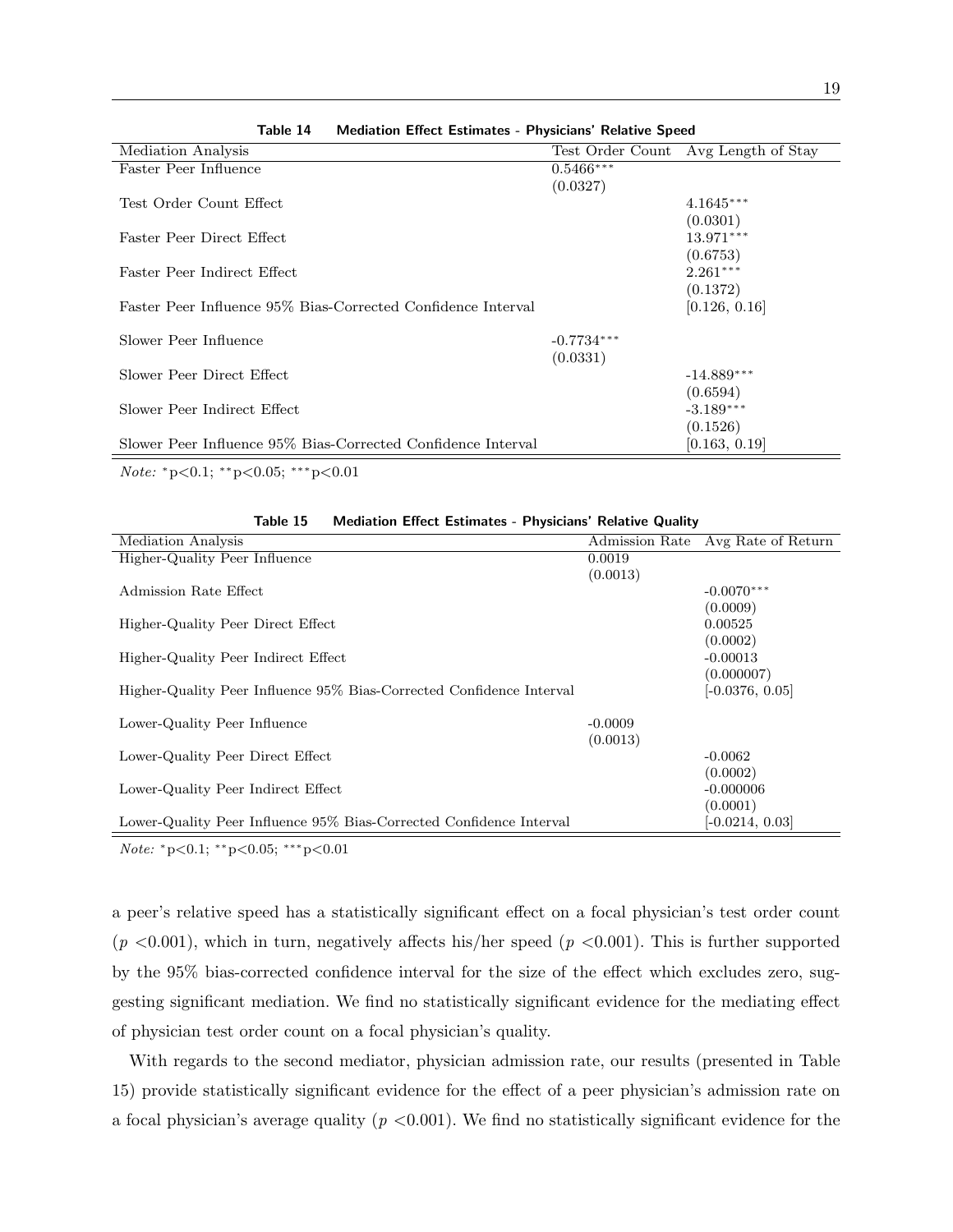**Table 14 Mediation Effect Estimates - Physicians' Relative Speed**

| Mediation Analysis | Test Order Count | Avg Length of Stay |
|---|---|---|
| Faster Peer Influence | 0.5466*** | |
| | (0.0327) | |
| Test Order Count Effect | | 4.1645*** |
| | | (0.0301) |
| Faster Peer Direct Effect | | 13.971*** |
| | | (0.6753) |
| Faster Peer Indirect Effect | | 2.261*** |
| | | (0.1372) |
| Faster Peer Influence 95% Bias-Corrected Confidence Interval | | [0.126, 0.16] |
| Slower Peer Influence | -0.7734*** | |
| | (0.0331) | |
| Slower Peer Direct Effect | | -14.889*** |
| | | (0.6594) |
| Slower Peer Indirect Effect | | -3.189*** |
| | | (0.1526) |
| Slower Peer Influence 95% Bias-Corrected Confidence Interval | | [0.163, 0.19] |

*Note:* $^{*}$p<0.1; $^{**}$p<0.05; $^{***}$p<0.01

**Table 15 Mediation Effect Estimates - Physicians' Relative Quality**

| Mediation Analysis | Admission Rate | Avg Rate of Return |
|---|---|---|
| Higher-Quality Peer Influence | 0.0019 | |
| | (0.0013) | |
| Admission Rate Effect | | -0.0070*** |
| | | (0.0009) |
| Higher-Quality Peer Direct Effect | | 0.00525 |
| | | (0.0002) |
| Higher-Quality Peer Indirect Effect | | -0.00013 |
| | | (0.000007) |
| Higher-Quality Peer Influence 95% Bias-Corrected Confidence Interval | | [-0.0376, 0.05] |
| Lower-Quality Peer Influence | -0.0009 | |
| | (0.0013) | |
| Lower-Quality Peer Direct Effect | | -0.0062 |
| | | (0.0002) |
| Lower-Quality Peer Indirect Effect | | -0.000006 |
| | | (0.0001) |
| Lower-Quality Peer Influence 95% Bias-Corrected Confidence Interval | | [-0.0214, 0.03] |

*Note:* $^{*}$p<0.1; $^{**}$p<0.05; $^{***}$p<0.01

a peer's relative speed has a statistically significant effect on a focal physician's test order count ($p$ <0.001), which in turn, negatively affects his/her speed ($p$ <0.001). This is further supported by the 95% bias-corrected confidence interval for the size of the effect which excludes zero, suggesting significant mediation. We find no statistically significant evidence for the mediating effect of physician test order count on a focal physician's quality.

With regards to the second mediator, physician admission rate, our results (presented in Table 15) provide statistically significant evidence for the effect of a peer physician's admission rate on a focal physician's average quality ($p$ <0.001). We find no statistically significant evidence for the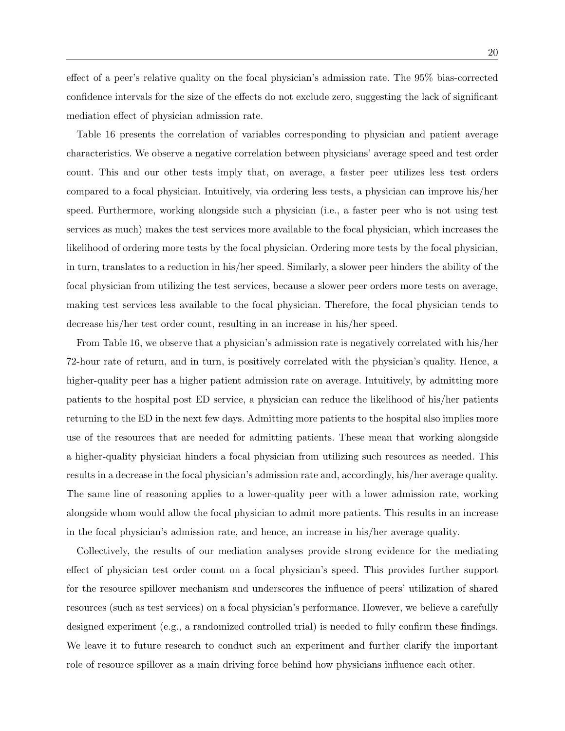effect of a peer's relative quality on the focal physician's admission rate. The 95% bias-corrected confidence intervals for the size of the effects do not exclude zero, suggesting the lack of significant mediation effect of physician admission rate.

Table 16 presents the correlation of variables corresponding to physician and patient average characteristics. We observe a negative correlation between physicians' average speed and test order count. This and our other tests imply that, on average, a faster peer utilizes less test orders compared to a focal physician. Intuitively, via ordering less tests, a physician can improve his/her speed. Furthermore, working alongside such a physician (i.e., a faster peer who is not using test services as much) makes the test services more available to the focal physician, which increases the likelihood of ordering more tests by the focal physician. Ordering more tests by the focal physician, in turn, translates to a reduction in his/her speed. Similarly, a slower peer hinders the ability of the focal physician from utilizing the test services, because a slower peer orders more tests on average, making test services less available to the focal physician. Therefore, the focal physician tends to decrease his/her test order count, resulting in an increase in his/her speed.

From Table 16, we observe that a physician's admission rate is negatively correlated with his/her 72-hour rate of return, and in turn, is positively correlated with the physician's quality. Hence, a higher-quality peer has a higher patient admission rate on average. Intuitively, by admitting more patients to the hospital post ED service, a physician can reduce the likelihood of his/her patients returning to the ED in the next few days. Admitting more patients to the hospital also implies more use of the resources that are needed for admitting patients. These mean that working alongside a higher-quality physician hinders a focal physician from utilizing such resources as needed. This results in a decrease in the focal physician's admission rate and, accordingly, his/her average quality. The same line of reasoning applies to a lower-quality peer with a lower admission rate, working alongside whom would allow the focal physician to admit more patients. This results in an increase in the focal physician's admission rate, and hence, an increase in his/her average quality.

Collectively, the results of our mediation analyses provide strong evidence for the mediating effect of physician test order count on a focal physician's speed. This provides further support for the resource spillover mechanism and underscores the influence of peers' utilization of shared resources (such as test services) on a focal physician's performance. However, we believe a carefully designed experiment (e.g., a randomized controlled trial) is needed to fully confirm these findings. We leave it to future research to conduct such an experiment and further clarify the important role of resource spillover as a main driving force behind how physicians influence each other.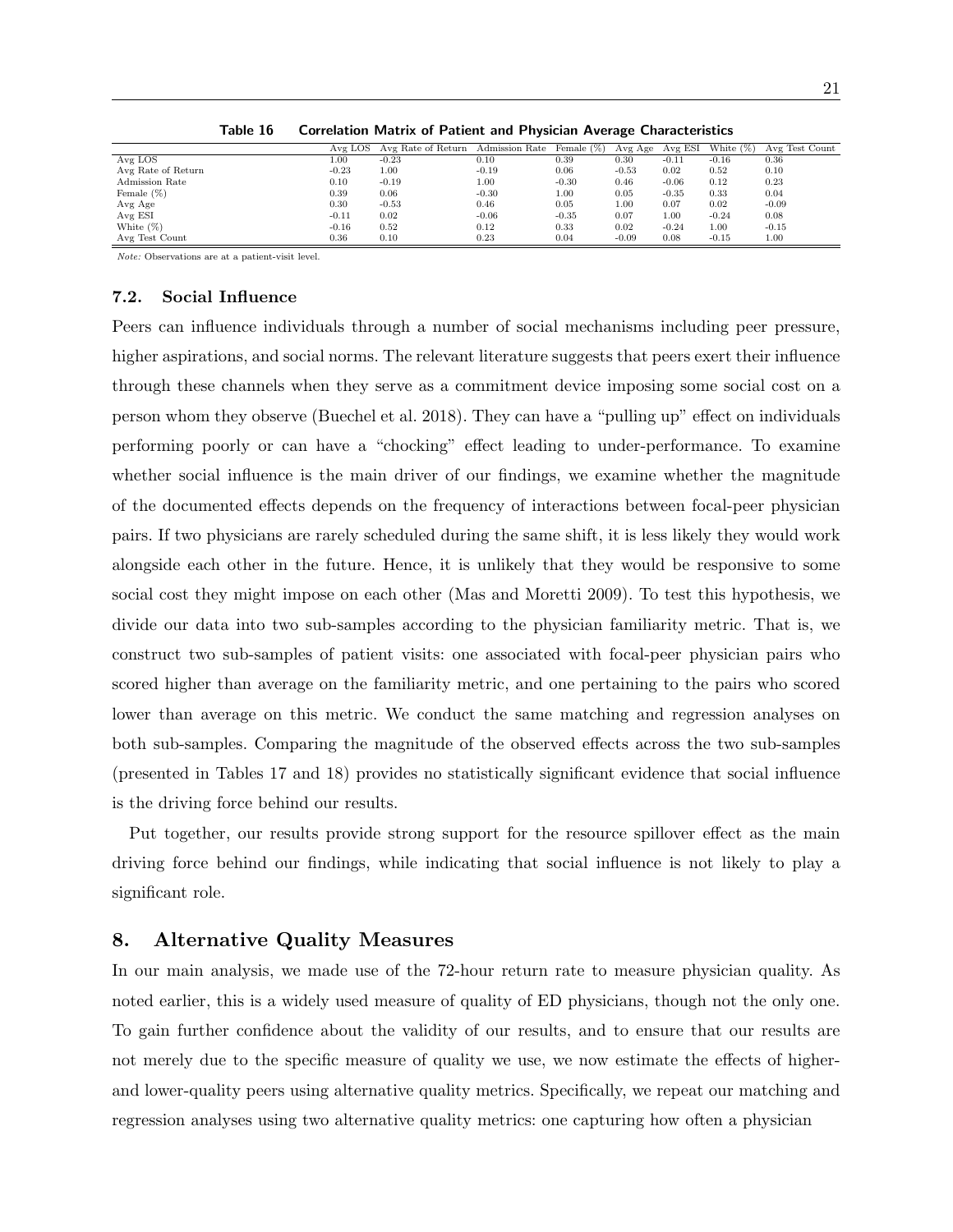**Table 16 Correlation Matrix of Patient and Physician Average Characteristics**

| | Avg LOS | Avg Rate of Return | Admission Rate | Female (%) | Avg Age | Avg ESI | White (%) | Avg Test Count |
|---|---|---|---|---|---|---|---|---|
| Avg LOS | 1.00 | -0.23 | 0.10 | 0.39 | 0.30 | -0.11 | -0.16 | 0.36 |
| Avg Rate of Return | -0.23 | 1.00 | -0.19 | 0.06 | -0.53 | 0.02 | 0.52 | 0.10 |
| Admission Rate | 0.10 | -0.19 | 1.00 | -0.30 | 0.46 | -0.06 | 0.12 | 0.23 |
| Female (%) | 0.39 | 0.06 | -0.30 | 1.00 | 0.05 | -0.35 | 0.33 | 0.04 |
| Avg Age | 0.30 | -0.53 | 0.46 | 0.05 | 1.00 | 0.07 | 0.02 | -0.09 |
| Avg ESI | -0.11 | 0.02 | -0.06 | -0.35 | 0.07 | 1.00 | -0.24 | 0.08 |
| White (%) | -0.16 | 0.52 | 0.12 | 0.33 | 0.02 | -0.24 | 1.00 | -0.15 |
| Avg Test Count | 0.36 | 0.10 | 0.23 | 0.04 | -0.09 | 0.08 | -0.15 | 1.00 |

*Note:* Observations are at a patient-visit level.

### 7.2. Social Influence

Peers can influence individuals through a number of social mechanisms including peer pressure, higher aspirations, and social norms. The relevant literature suggests that peers exert their influence through these channels when they serve as a commitment device imposing some social cost on a person whom they observe (Buechel et al. 2018). They can have a "pulling up" effect on individuals performing poorly or can have a "chocking" effect leading to under-performance. To examine whether social influence is the main driver of our findings, we examine whether the magnitude of the documented effects depends on the frequency of interactions between focal-peer physician pairs. If two physicians are rarely scheduled during the same shift, it is less likely they would work alongside each other in the future. Hence, it is unlikely that they would be responsive to some social cost they might impose on each other (Mas and Moretti 2009). To test this hypothesis, we divide our data into two sub-samples according to the physician familiarity metric. That is, we construct two sub-samples of patient visits: one associated with focal-peer physician pairs who scored higher than average on the familiarity metric, and one pertaining to the pairs who scored lower than average on this metric. We conduct the same matching and regression analyses on both sub-samples. Comparing the magnitude of the observed effects across the two sub-samples (presented in Tables 17 and 18) provides no statistically significant evidence that social influence is the driving force behind our results.

Put together, our results provide strong support for the resource spillover effect as the main driving force behind our findings, while indicating that social influence is not likely to play a significant role.

## 8. Alternative Quality Measures

In our main analysis, we made use of the 72-hour return rate to measure physician quality. As noted earlier, this is a widely used measure of quality of ED physicians, though not the only one. To gain further confidence about the validity of our results, and to ensure that our results are not merely due to the specific measure of quality we use, we now estimate the effects of higher- and lower-quality peers using alternative quality metrics. Specifically, we repeat our matching and regression analyses using two alternative quality metrics: one capturing how often a physician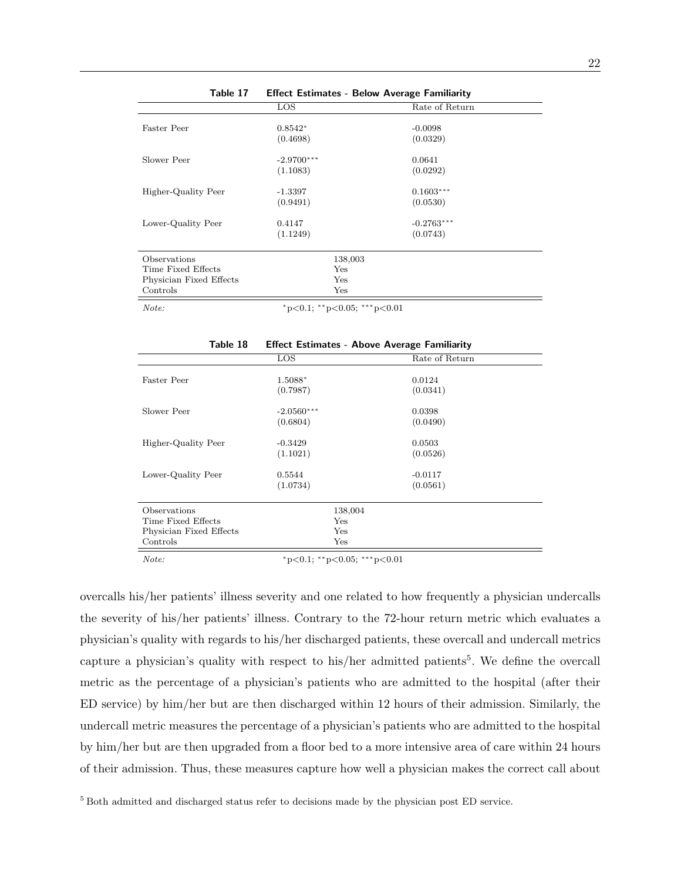**Table 17 Effect Estimates - Below Average Familiarity**

| | LOS | Rate of Return |
|---|---|---|
| Faster Peer | 0.8542* | -0.0098 |
| | (0.4698) | (0.0329) |
| Slower Peer | -2.9700*** | 0.0641 |
| | (1.1083) | (0.0292) |
| Higher-Quality Peer | -1.3397 | 0.1603*** |
| | (0.9491) | (0.0530) |
| Lower-Quality Peer | 0.4147 | -0.2763*** |
| | (1.1249) | (0.0743) |
| Observations | 138,003 | |
| Time Fixed Effects | Yes | |
| Physician Fixed Effects | Yes | |
| Controls | Yes | |
| *Note:* | *p<0.1; **p<0.05; ***p<0.01 | |

**Table 18 Effect Estimates - Above Average Familiarity**

| | LOS | Rate of Return |
|---|---|---|
| Faster Peer | 1.5088* | 0.0124 |
| | (0.7987) | (0.0341) |
| Slower Peer | -2.0560*** | 0.0398 |
| | (0.6804) | (0.0490) |
| Higher-Quality Peer | -0.3429 | 0.0503 |
| | (1.1021) | (0.0526) |
| Lower-Quality Peer | 0.5544 | -0.0117 |
| | (1.0734) | (0.0561) |
| Observations | 138,004 | |
| Time Fixed Effects | Yes | |
| Physician Fixed Effects | Yes | |
| Controls | Yes | |
| *Note:* | *p<0.1; **p<0.05; ***p<0.01 | |

overcalls his/her patients' illness severity and one related to how frequently a physician undercalls the severity of his/her patients' illness. Contrary to the 72-hour return metric which evaluates a physician's quality with regards to his/her discharged patients, these overcall and undercall metrics capture a physician's quality with respect to his/her admitted patients[5]. We define the overcall metric as the percentage of a physician's patients who are admitted to the hospital (after their ED service) by him/her but are then discharged within 12 hours of their admission. Similarly, the undercall metric measures the percentage of a physician's patients who are admitted to the hospital by him/her but are then upgraded from a floor bed to a more intensive area of care within 24 hours of their admission. Thus, these measures capture how well a physician makes the correct call about

[5] Both admitted and discharged status refer to decisions made by the physician post ED service.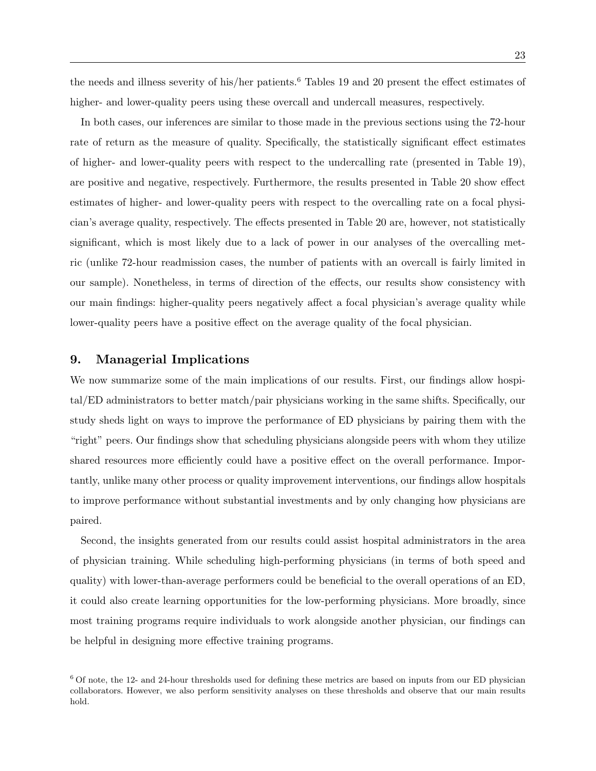the needs and illness severity of his/her patients.[6] Tables 19 and 20 present the effect estimates of higher- and lower-quality peers using these overcall and undercall measures, respectively.

In both cases, our inferences are similar to those made in the previous sections using the 72-hour rate of return as the measure of quality. Specifically, the statistically significant effect estimates of higher- and lower-quality peers with respect to the undercalling rate (presented in Table 19), are positive and negative, respectively. Furthermore, the results presented in Table 20 show effect estimates of higher- and lower-quality peers with respect to the overcalling rate on a focal physician's average quality, respectively. The effects presented in Table 20 are, however, not statistically significant, which is most likely due to a lack of power in our analyses of the overcalling metric (unlike 72-hour readmission cases, the number of patients with an overcall is fairly limited in our sample). Nonetheless, in terms of direction of the effects, our results show consistency with our main findings: higher-quality peers negatively affect a focal physician's average quality while lower-quality peers have a positive effect on the average quality of the focal physician.

## 9. Managerial Implications

We now summarize some of the main implications of our results. First, our findings allow hospital/ED administrators to better match/pair physicians working in the same shifts. Specifically, our study sheds light on ways to improve the performance of ED physicians by pairing them with the "right" peers. Our findings show that scheduling physicians alongside peers with whom they utilize shared resources more efficiently could have a positive effect on the overall performance. Importantly, unlike many other process or quality improvement interventions, our findings allow hospitals to improve performance without substantial investments and by only changing how physicians are paired.

Second, the insights generated from our results could assist hospital administrators in the area of physician training. While scheduling high-performing physicians (in terms of both speed and quality) with lower-than-average performers could be beneficial to the overall operations of an ED, it could also create learning opportunities for the low-performing physicians. More broadly, since most training programs require individuals to work alongside another physician, our findings can be helpful in designing more effective training programs.

[6] Of note, the 12- and 24-hour thresholds used for defining these metrics are based on inputs from our ED physician collaborators. However, we also perform sensitivity analyses on these thresholds and observe that our main results hold.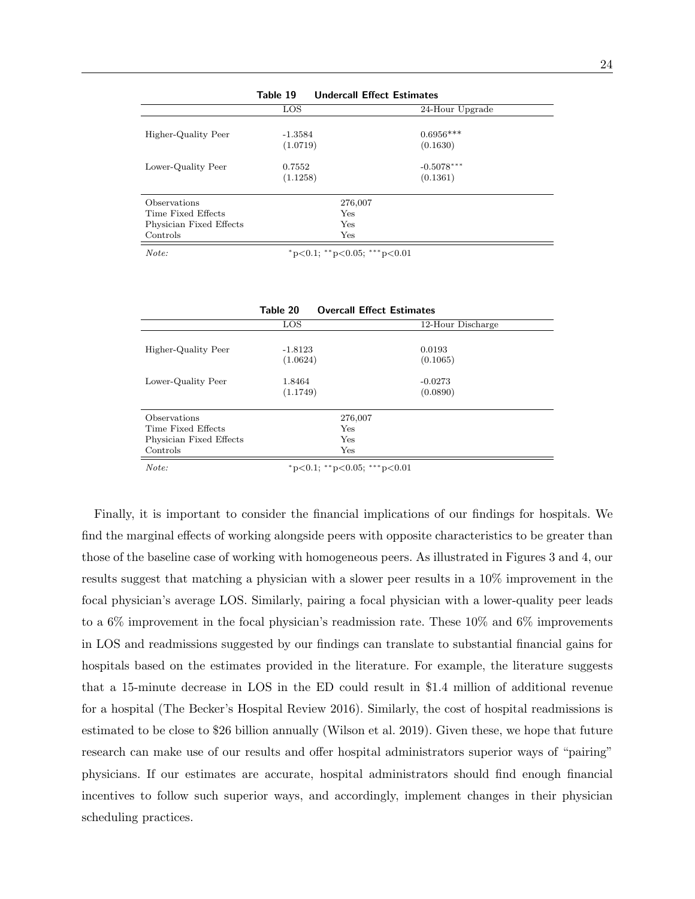**Table 19 Undercall Effect Estimates**

| | LOS | 24-Hour Upgrade |
|---|---|---|
| Higher-Quality Peer | -1.3584 | 0.6956*** |
| | (1.0719) | (0.1630) |
| Lower-Quality Peer | 0.7552 | -0.5078*** |
| | (1.1258) | (0.1361) |
| Observations | 276,007 | |
| Time Fixed Effects | Yes | |
| Physician Fixed Effects | Yes | |
| Controls | Yes | |
| *Note:* | *p<0.1; **p<0.05; ***p<0.01 | |

**Table 20 Overcall Effect Estimates**

| | LOS | 12-Hour Discharge |
|---|---|---|
| Higher-Quality Peer | -1.8123 | 0.0193 |
| | (1.0624) | (0.1065) |
| Lower-Quality Peer | 1.8464 | -0.0273 |
| | (1.1749) | (0.0890) |
| Observations | 276,007 | |
| Time Fixed Effects | Yes | |
| Physician Fixed Effects | Yes | |
| Controls | Yes | |
| *Note:* | *p<0.1; **p<0.05; ***p<0.01 | |

Finally, it is important to consider the financial implications of our findings for hospitals. We find the marginal effects of working alongside peers with opposite characteristics to be greater than those of the baseline case of working with homogeneous peers. As illustrated in Figures 3 and 4, our results suggest that matching a physician with a slower peer results in a 10% improvement in the focal physician's average LOS. Similarly, pairing a focal physician with a lower-quality peer leads to a 6% improvement in the focal physician's readmission rate. These 10% and 6% improvements in LOS and readmissions suggested by our findings can translate to substantial financial gains for hospitals based on the estimates provided in the literature. For example, the literature suggests that a 15-minute decrease in LOS in the ED could result in $1.4 million of additional revenue for a hospital (The Becker's Hospital Review 2016). Similarly, the cost of hospital readmissions is estimated to be close to $26 billion annually (Wilson et al. 2019). Given these, we hope that future research can make use of our results and offer hospital administrators superior ways of "pairing" physicians. If our estimates are accurate, hospital administrators should find enough financial incentives to follow such superior ways, and accordingly, implement changes in their physician scheduling practices.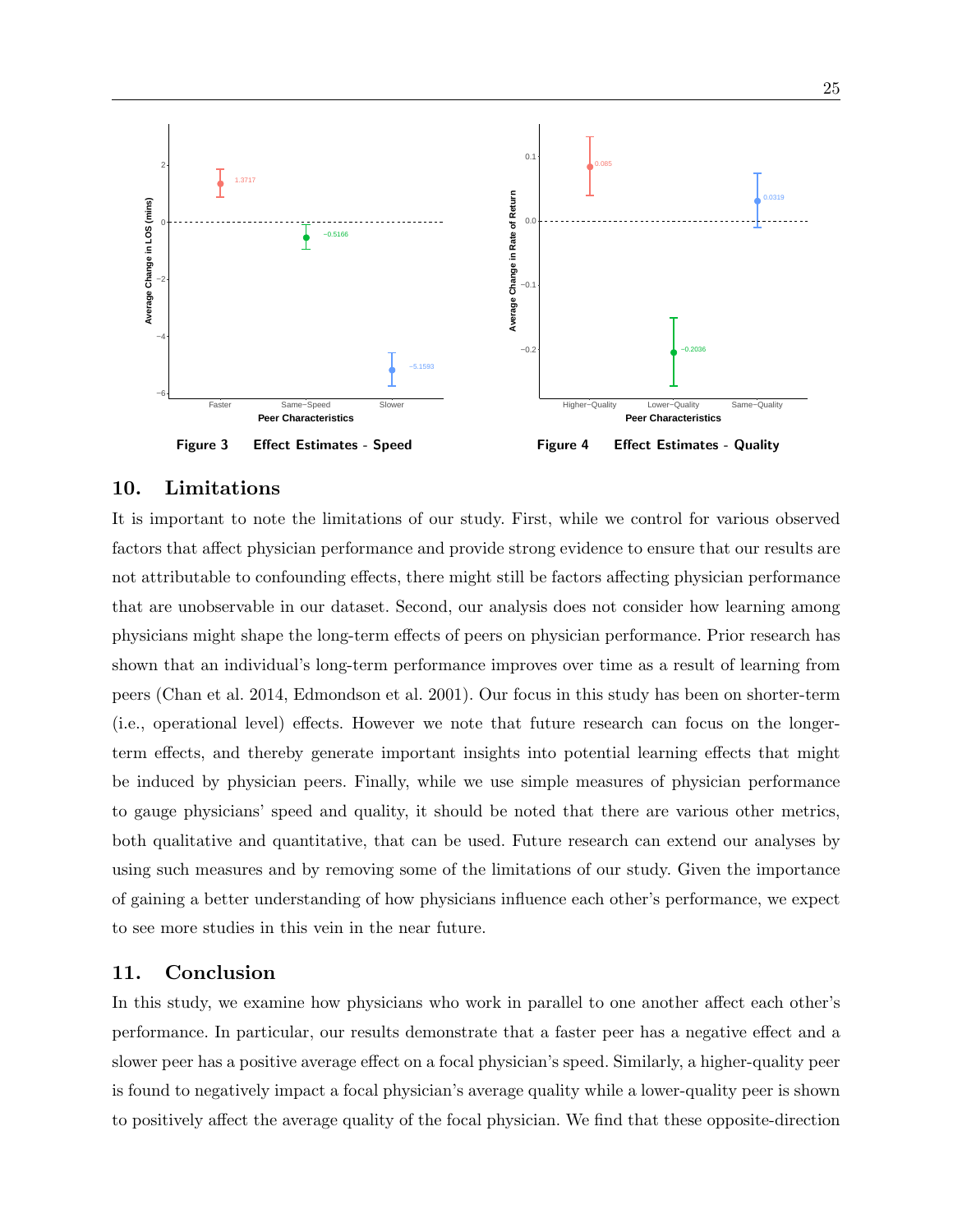Average Change in LOS (mins)

2
0
−2
−4
−6

1.3717
−0.5166
−5.1593

Faster
Same−Speed
Slower

Peer Characteristics

**Figure 3** **Effect Estimates - Speed**

Average Change in Rate of Return

0.1
0.0
−0.1
−0.2

0.085
−0.2036
0.0319

Higher−Quality
Lower−Quality
Same−Quality

Peer Characteristics

**Figure 4** **Effect Estimates - Quality**

## 10. Limitations

It is important to note the limitations of our study. First, while we control for various observed factors that affect physician performance and provide strong evidence to ensure that our results are not attributable to confounding effects, there might still be factors affecting physician performance that are unobservable in our dataset. Second, our analysis does not consider how learning among physicians might shape the long-term effects of peers on physician performance. Prior research has shown that an individual's long-term performance improves over time as a result of learning from peers (Chan et al. 2014, Edmondson et al. 2001). Our focus in this study has been on shorter-term (i.e., operational level) effects. However we note that future research can focus on the longer-term effects, and thereby generate important insights into potential learning effects that might be induced by physician peers. Finally, while we use simple measures of physician performance to gauge physicians' speed and quality, it should be noted that there are various other metrics, both qualitative and quantitative, that can be used. Future research can extend our analyses by using such measures and by removing some of the limitations of our study. Given the importance of gaining a better understanding of how physicians influence each other's performance, we expect to see more studies in this vein in the near future.

## 11. Conclusion

In this study, we examine how physicians who work in parallel to one another affect each other's performance. In particular, our results demonstrate that a faster peer has a negative effect and a slower peer has a positive average effect on a focal physician's speed. Similarly, a higher-quality peer is found to negatively impact a focal physician's average quality while a lower-quality peer is shown to positively affect the average quality of the focal physician. We find that these opposite-direction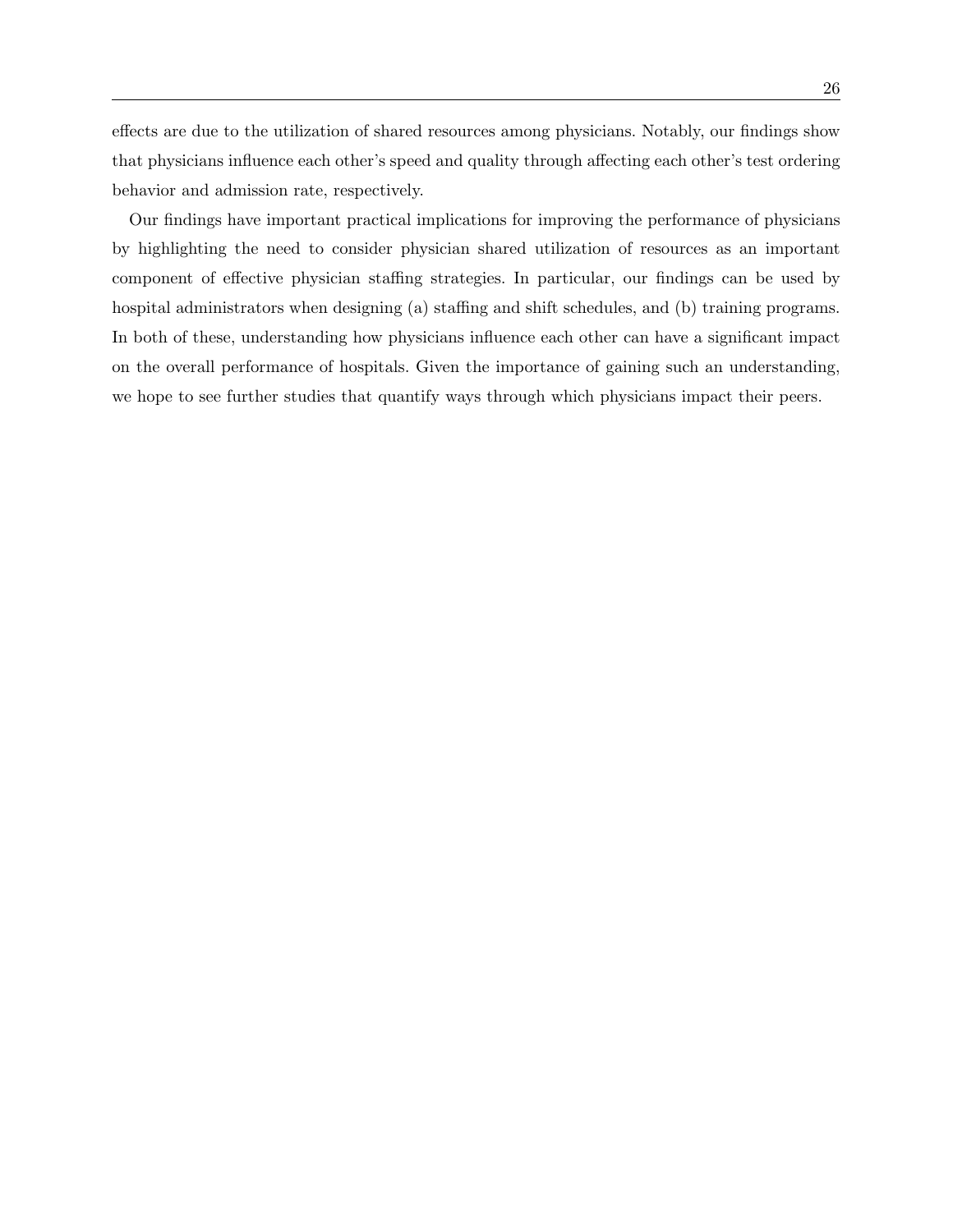effects are due to the utilization of shared resources among physicians. Notably, our findings show that physicians influence each other's speed and quality through affecting each other's test ordering behavior and admission rate, respectively.

Our findings have important practical implications for improving the performance of physicians by highlighting the need to consider physician shared utilization of resources as an important component of effective physician staffing strategies. In particular, our findings can be used by hospital administrators when designing (a) staffing and shift schedules, and (b) training programs. In both of these, understanding how physicians influence each other can have a significant impact on the overall performance of hospitals. Given the importance of gaining such an understanding, we hope to see further studies that quantify ways through which physicians impact their peers.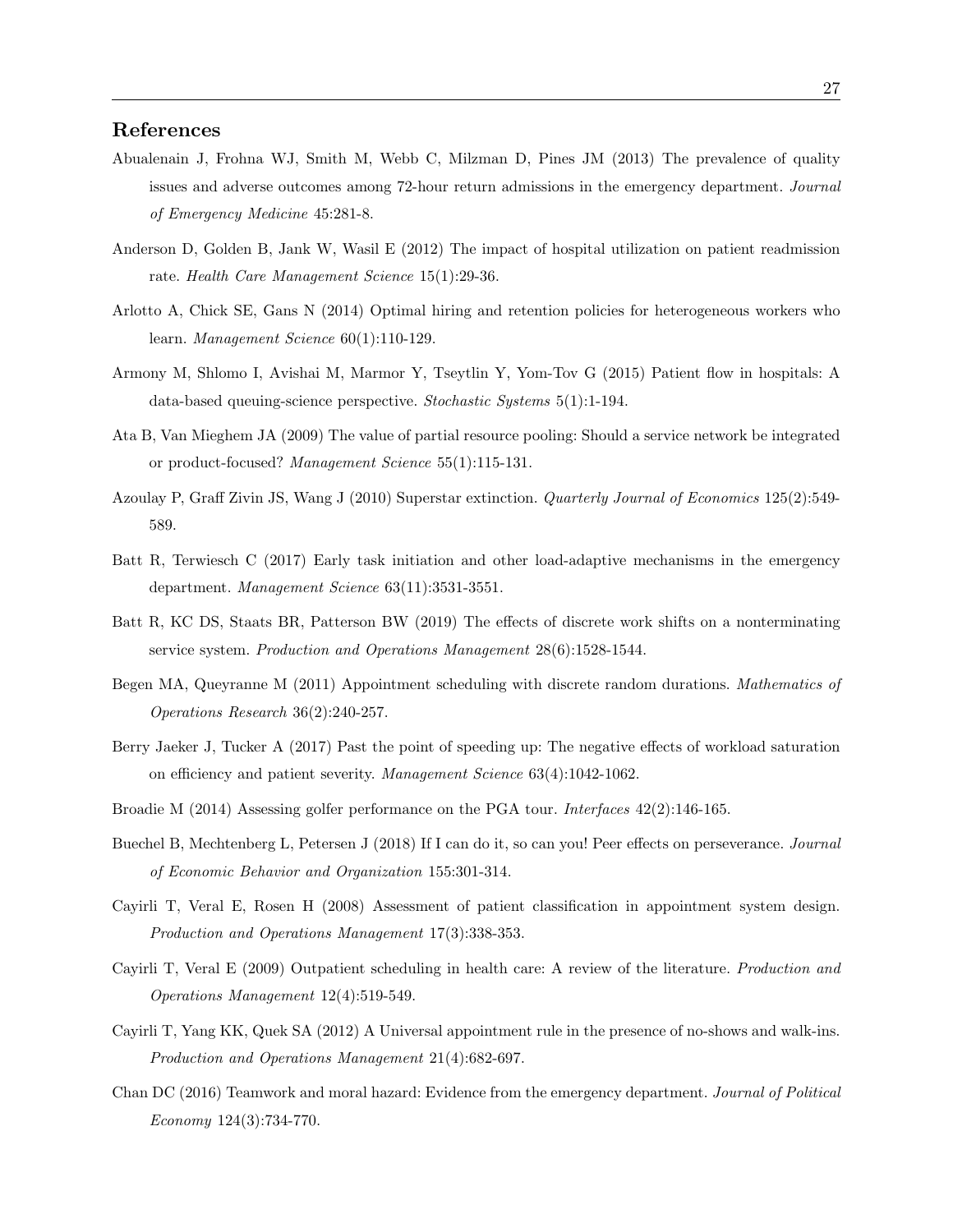## References

Abualenain J, Frohna WJ, Smith M, Webb C, Milzman D, Pines JM (2013) The prevalence of quality issues and adverse outcomes among 72-hour return admissions in the emergency department. *Journal of Emergency Medicine* 45:281-8.

Anderson D, Golden B, Jank W, Wasil E (2012) The impact of hospital utilization on patient readmission rate. *Health Care Management Science* 15(1):29-36.

Arlotto A, Chick SE, Gans N (2014) Optimal hiring and retention policies for heterogeneous workers who learn. *Management Science* 60(1):110-129.

Armony M, Shlomo I, Avishai M, Marmor Y, Tseytlin Y, Yom-Tov G (2015) Patient flow in hospitals: A data-based queuing-science perspective. *Stochastic Systems* 5(1):1-194.

Ata B, Van Mieghem JA (2009) The value of partial resource pooling: Should a service network be integrated or product-focused? *Management Science* 55(1):115-131.

Azoulay P, Graff Zivin JS, Wang J (2010) Superstar extinction. *Quarterly Journal of Economics* 125(2):549-589.

Batt R, Terwiesch C (2017) Early task initiation and other load-adaptive mechanisms in the emergency department. *Management Science* 63(11):3531-3551.

Batt R, KC DS, Staats BR, Patterson BW (2019) The effects of discrete work shifts on a nonterminating service system. *Production and Operations Management* 28(6):1528-1544.

Begen MA, Queyranne M (2011) Appointment scheduling with discrete random durations. *Mathematics of Operations Research* 36(2):240-257.

Berry Jaeker J, Tucker A (2017) Past the point of speeding up: The negative effects of workload saturation on efficiency and patient severity. *Management Science* 63(4):1042-1062.

Broadie M (2014) Assessing golfer performance on the PGA tour. *Interfaces* 42(2):146-165.

Buechel B, Mechtenberg L, Petersen J (2018) If I can do it, so can you! Peer effects on perseverance. *Journal of Economic Behavior and Organization* 155:301-314.

Cayirli T, Veral E, Rosen H (2008) Assessment of patient classification in appointment system design. *Production and Operations Management* 17(3):338-353.

Cayirli T, Veral E (2009) Outpatient scheduling in health care: A review of the literature. *Production and Operations Management* 12(4):519-549.

Cayirli T, Yang KK, Quek SA (2012) A Universal appointment rule in the presence of no-shows and walk-ins. *Production and Operations Management* 21(4):682-697.

Chan DC (2016) Teamwork and moral hazard: Evidence from the emergency department. *Journal of Political Economy* 124(3):734-770.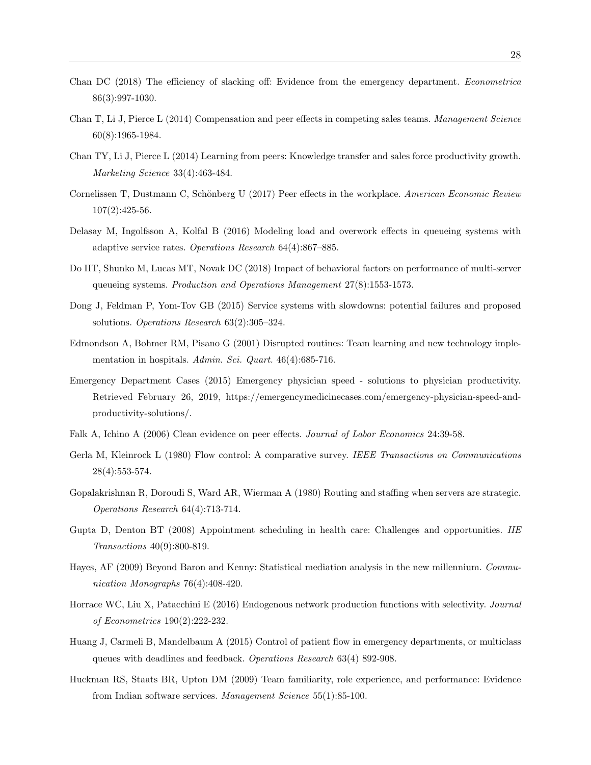Chan DC (2018) The efficiency of slacking off: Evidence from the emergency department. *Econometrica* 86(3):997-1030.

Chan T, Li J, Pierce L (2014) Compensation and peer effects in competing sales teams. *Management Science* 60(8):1965-1984.

Chan TY, Li J, Pierce L (2014) Learning from peers: Knowledge transfer and sales force productivity growth. *Marketing Science* 33(4):463-484.

Cornelissen T, Dustmann C, Schönberg U (2017) Peer effects in the workplace. *American Economic Review* 107(2):425-56.

Delasay M, Ingolfsson A, Kolfal B (2016) Modeling load and overwork effects in queueing systems with adaptive service rates. *Operations Research* 64(4):867–885.

Do HT, Shunko M, Lucas MT, Novak DC (2018) Impact of behavioral factors on performance of multi-server queueing systems. *Production and Operations Management* 27(8):1553-1573.

Dong J, Feldman P, Yom-Tov GB (2015) Service systems with slowdowns: potential failures and proposed solutions. *Operations Research* 63(2):305–324.

Edmondson A, Bohmer RM, Pisano G (2001) Disrupted routines: Team learning and new technology implementation in hospitals. *Admin. Sci. Quart.* 46(4):685-716.

Emergency Department Cases (2015) Emergency physician speed - solutions to physician productivity. Retrieved February 26, 2019, https://emergencymedicinecases.com/emergency-physician-speed-and-productivity-solutions/.

Falk A, Ichino A (2006) Clean evidence on peer effects. *Journal of Labor Economics* 24:39-58.

Gerla M, Kleinrock L (1980) Flow control: A comparative survey. *IEEE Transactions on Communications* 28(4):553-574.

Gopalakrishnan R, Doroudi S, Ward AR, Wierman A (1980) Routing and staffing when servers are strategic. *Operations Research* 64(4):713-714.

Gupta D, Denton BT (2008) Appointment scheduling in health care: Challenges and opportunities. *IIE Transactions* 40(9):800-819.

Hayes, AF (2009) Beyond Baron and Kenny: Statistical mediation analysis in the new millennium. *Communication Monographs* 76(4):408-420.

Horrace WC, Liu X, Patacchini E (2016) Endogenous network production functions with selectivity. *Journal of Econometrics* 190(2):222-232.

Huang J, Carmeli B, Mandelbaum A (2015) Control of patient flow in emergency departments, or multiclass queues with deadlines and feedback. *Operations Research* 63(4) 892-908.

Huckman RS, Staats BR, Upton DM (2009) Team familiarity, role experience, and performance: Evidence from Indian software services. *Management Science* 55(1):85-100.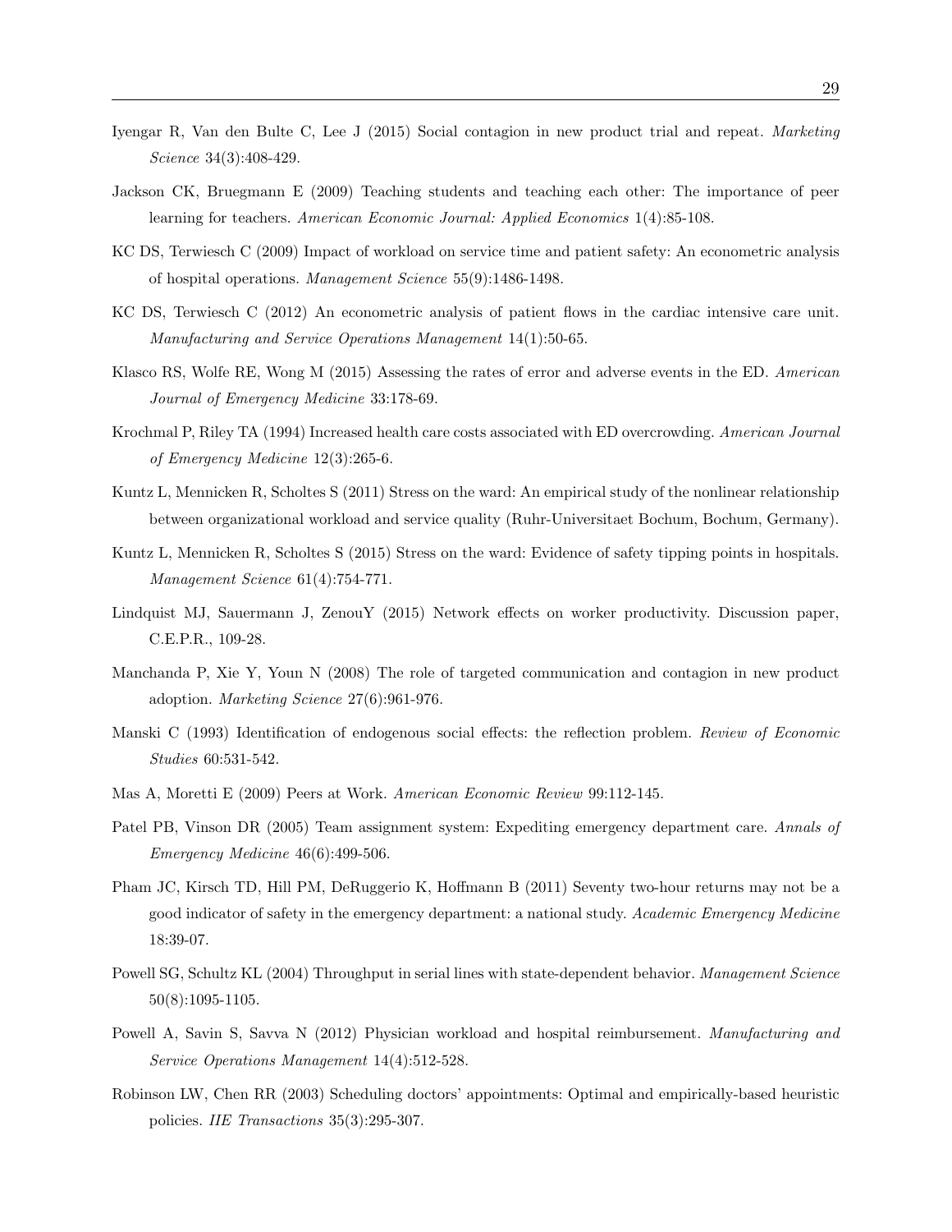Iyengar R, Van den Bulte C, Lee J (2015) Social contagion in new product trial and repeat. *Marketing Science* 34(3):408-429.

Jackson CK, Bruegmann E (2009) Teaching students and teaching each other: The importance of peer learning for teachers. *American Economic Journal: Applied Economics* 1(4):85-108.

KC DS, Terwiesch C (2009) Impact of workload on service time and patient safety: An econometric analysis of hospital operations. *Management Science* 55(9):1486-1498.

KC DS, Terwiesch C (2012) An econometric analysis of patient flows in the cardiac intensive care unit. *Manufacturing and Service Operations Management* 14(1):50-65.

Klasco RS, Wolfe RE, Wong M (2015) Assessing the rates of error and adverse events in the ED. *American Journal of Emergency Medicine* 33:178-69.

Krochmal P, Riley TA (1994) Increased health care costs associated with ED overcrowding. *American Journal of Emergency Medicine* 12(3):265-6.

Kuntz L, Mennicken R, Scholtes S (2011) Stress on the ward: An empirical study of the nonlinear relationship between organizational workload and service quality (Ruhr-Universitaet Bochum, Bochum, Germany).

Kuntz L, Mennicken R, Scholtes S (2015) Stress on the ward: Evidence of safety tipping points in hospitals. *Management Science* 61(4):754-771.

Lindquist MJ, Sauermann J, ZenouY (2015) Network effects on worker productivity. Discussion paper, C.E.P.R., 109-28.

Manchanda P, Xie Y, Youn N (2008) The role of targeted communication and contagion in new product adoption. *Marketing Science* 27(6):961-976.

Manski C (1993) Identification of endogenous social effects: the reflection problem. *Review of Economic Studies* 60:531-542.

Mas A, Moretti E (2009) Peers at Work. *American Economic Review* 99:112-145.

Patel PB, Vinson DR (2005) Team assignment system: Expediting emergency department care. *Annals of Emergency Medicine* 46(6):499-506.

Pham JC, Kirsch TD, Hill PM, DeRuggerio K, Hoffmann B (2011) Seventy two-hour returns may not be a good indicator of safety in the emergency department: a national study. *Academic Emergency Medicine* 18:39-07.

Powell SG, Schultz KL (2004) Throughput in serial lines with state-dependent behavior. *Management Science* 50(8):1095-1105.

Powell A, Savin S, Savva N (2012) Physician workload and hospital reimbursement. *Manufacturing and Service Operations Management* 14(4):512-528.

Robinson LW, Chen RR (2003) Scheduling doctors' appointments: Optimal and empirically-based heuristic policies. *IIE Transactions* 35(3):295-307.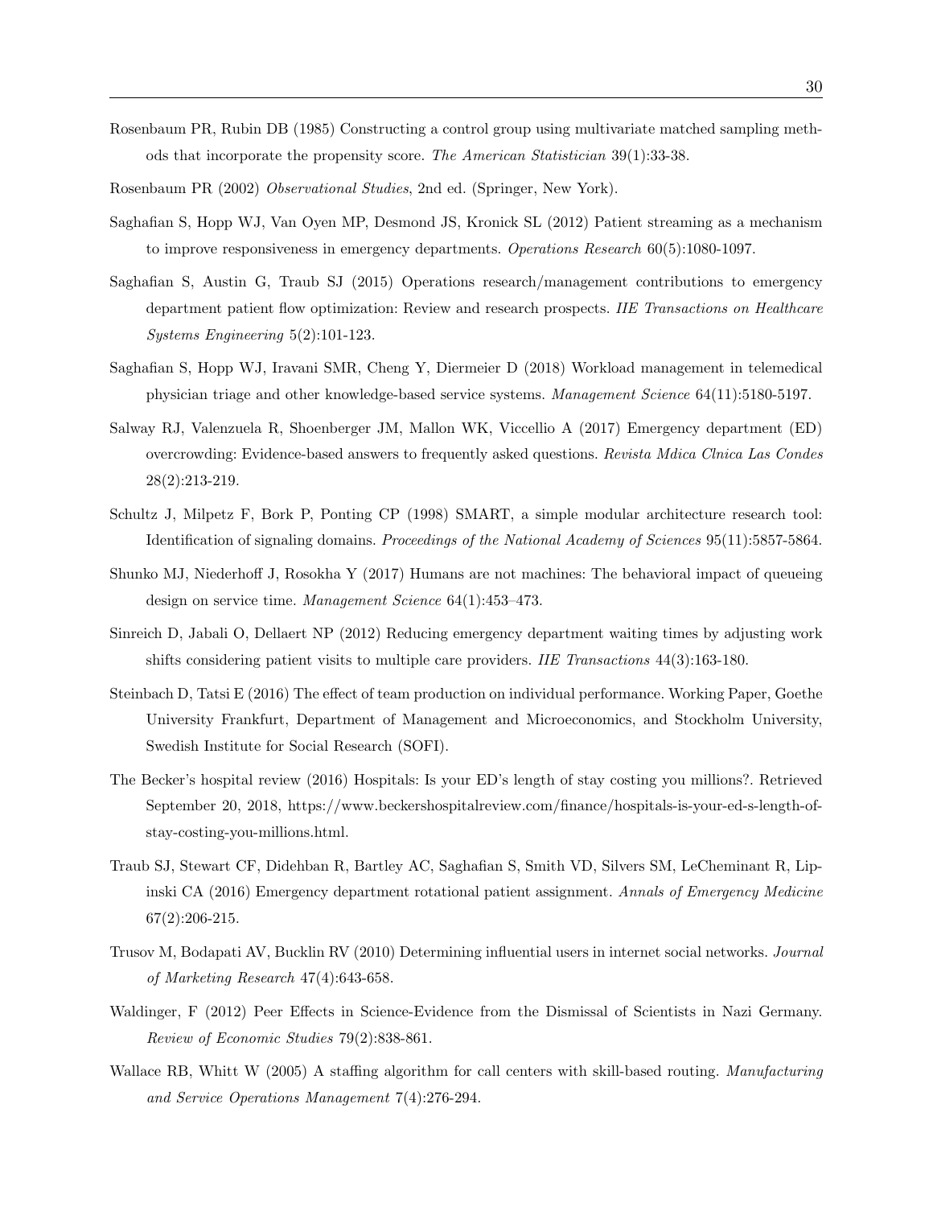Rosenbaum PR, Rubin DB (1985) Constructing a control group using multivariate matched sampling methods that incorporate the propensity score. *The American Statistician* 39(1):33-38.

Rosenbaum PR (2002) *Observational Studies*, 2nd ed. (Springer, New York).

Saghafian S, Hopp WJ, Van Oyen MP, Desmond JS, Kronick SL (2012) Patient streaming as a mechanism to improve responsiveness in emergency departments. *Operations Research* 60(5):1080-1097.

Saghafian S, Austin G, Traub SJ (2015) Operations research/management contributions to emergency department patient flow optimization: Review and research prospects. *IIE Transactions on Healthcare Systems Engineering* 5(2):101-123.

Saghafian S, Hopp WJ, Iravani SMR, Cheng Y, Diermeier D (2018) Workload management in telemedical physician triage and other knowledge-based service systems. *Management Science* 64(11):5180-5197.

Salway RJ, Valenzuela R, Shoenberger JM, Mallon WK, Viccellio A (2017) Emergency department (ED) overcrowding: Evidence-based answers to frequently asked questions. *Revista Mdica Clnica Las Condes* 28(2):213-219.

Schultz J, Milpetz F, Bork P, Ponting CP (1998) SMART, a simple modular architecture research tool: Identification of signaling domains. *Proceedings of the National Academy of Sciences* 95(11):5857-5864.

Shunko MJ, Niederhoff J, Rosokha Y (2017) Humans are not machines: The behavioral impact of queueing design on service time. *Management Science* 64(1):453–473.

Sinreich D, Jabali O, Dellaert NP (2012) Reducing emergency department waiting times by adjusting work shifts considering patient visits to multiple care providers. *IIE Transactions* 44(3):163-180.

Steinbach D, Tatsi E (2016) The effect of team production on individual performance. Working Paper, Goethe University Frankfurt, Department of Management and Microeconomics, and Stockholm University, Swedish Institute for Social Research (SOFI).

The Becker's hospital review (2016) Hospitals: Is your ED's length of stay costing you millions?. Retrieved September 20, 2018, https://www.beckershospitalreview.com/finance/hospitals-is-your-ed-s-length-of-stay-costing-you-millions.html.

Traub SJ, Stewart CF, Didehban R, Bartley AC, Saghafian S, Smith VD, Silvers SM, LeCheminant R, Lipinski CA (2016) Emergency department rotational patient assignment. *Annals of Emergency Medicine* 67(2):206-215.

Trusov M, Bodapati AV, Bucklin RV (2010) Determining influential users in internet social networks. *Journal of Marketing Research* 47(4):643-658.

Waldinger, F (2012) Peer Effects in Science-Evidence from the Dismissal of Scientists in Nazi Germany. *Review of Economic Studies* 79(2):838-861.

Wallace RB, Whitt W (2005) A staffing algorithm for call centers with skill-based routing. *Manufacturing and Service Operations Management* 7(4):276-294.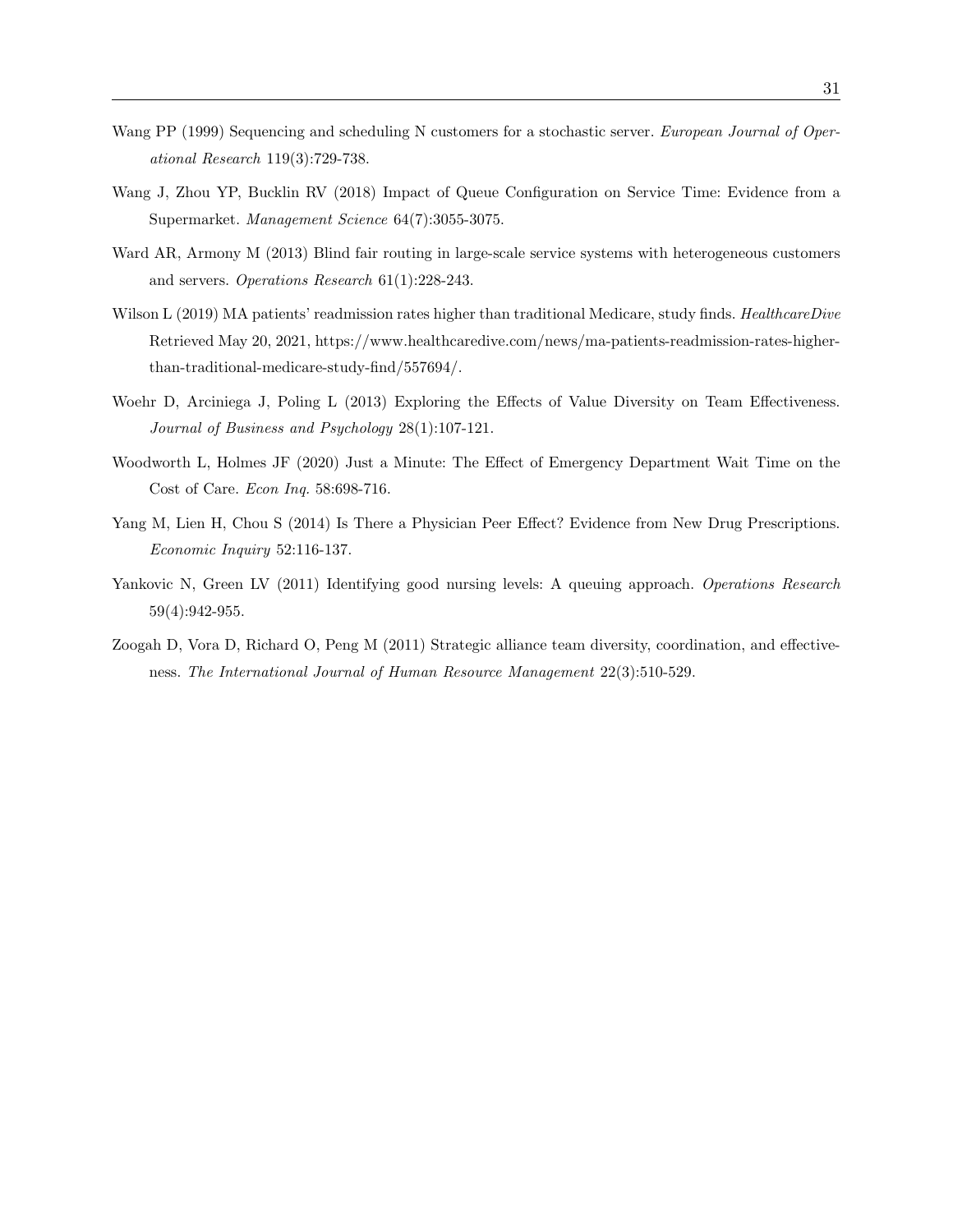Wang PP (1999) Sequencing and scheduling N customers for a stochastic server. *European Journal of Operational Research* 119(3):729-738.

Wang J, Zhou YP, Bucklin RV (2018) Impact of Queue Configuration on Service Time: Evidence from a Supermarket. *Management Science* 64(7):3055-3075.

Ward AR, Armony M (2013) Blind fair routing in large-scale service systems with heterogeneous customers and servers. *Operations Research* 61(1):228-243.

Wilson L (2019) MA patients' readmission rates higher than traditional Medicare, study finds. *HealthcareDive* Retrieved May 20, 2021, https://www.healthcaredive.com/news/ma-patients-readmission-rates-higher-than-traditional-medicare-study-find/557694/.

Woehr D, Arciniega J, Poling L (2013) Exploring the Effects of Value Diversity on Team Effectiveness. *Journal of Business and Psychology* 28(1):107-121.

Woodworth L, Holmes JF (2020) Just a Minute: The Effect of Emergency Department Wait Time on the Cost of Care. *Econ Inq.* 58:698-716.

Yang M, Lien H, Chou S (2014) Is There a Physician Peer Effect? Evidence from New Drug Prescriptions. *Economic Inquiry* 52:116-137.

Yankovic N, Green LV (2011) Identifying good nursing levels: A queuing approach. *Operations Research* 59(4):942-955.

Zoogah D, Vora D, Richard O, Peng M (2011) Strategic alliance team diversity, coordination, and effectiveness. *The International Journal of Human Resource Management* 22(3):510-529.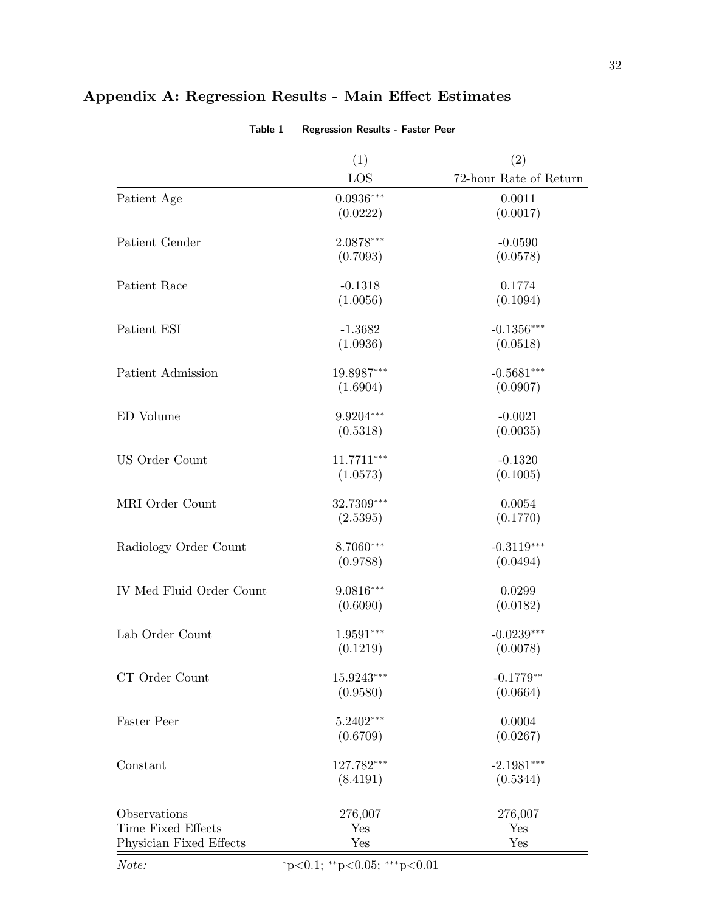## Appendix A: Regression Results - Main Effect Estimates

**Table 1 Regression Results - Faster Peer**

| | (1) LOS | (2) 72-hour Rate of Return |
|---|---|---|
| Patient Age | 0.0936*** | 0.0011 |
| | (0.0222) | (0.0017) |
| Patient Gender | 2.0878*** | -0.0590 |
| | (0.7093) | (0.0578) |
| Patient Race | -0.1318 | 0.1774 |
| | (1.0056) | (0.1094) |
| Patient ESI | -1.3682 | -0.1356*** |
| | (1.0936) | (0.0518) |
| Patient Admission | 19.8987*** | -0.5681*** |
| | (1.6904) | (0.0907) |
| ED Volume | 9.9204*** | -0.0021 |
| | (0.5318) | (0.0035) |
| US Order Count | 11.7711*** | -0.1320 |
| | (1.0573) | (0.1005) |
| MRI Order Count | 32.7309*** | 0.0054 |
| | (2.5395) | (0.1770) |
| Radiology Order Count | 8.7060*** | -0.3119*** |
| | (0.9788) | (0.0494) |
| IV Med Fluid Order Count | 9.0816*** | 0.0299 |
| | (0.6090) | (0.0182) |
| Lab Order Count | 1.9591*** | -0.0239*** |
| | (0.1219) | (0.0078) |
| CT Order Count | 15.9243*** | -0.1779** |
| | (0.9580) | (0.0664) |
| Faster Peer | 5.2402*** | 0.0004 |
| | (0.6709) | (0.0267) |
| Constant | 127.782*** | -2.1981*** |
| | (8.4191) | (0.5344) |
| Observations | 276,007 | 276,007 |
| Time Fixed Effects | Yes | Yes |
| Physician Fixed Effects | Yes | Yes |

*Note:* *p<0.1; **p<0.05; ***p<0.01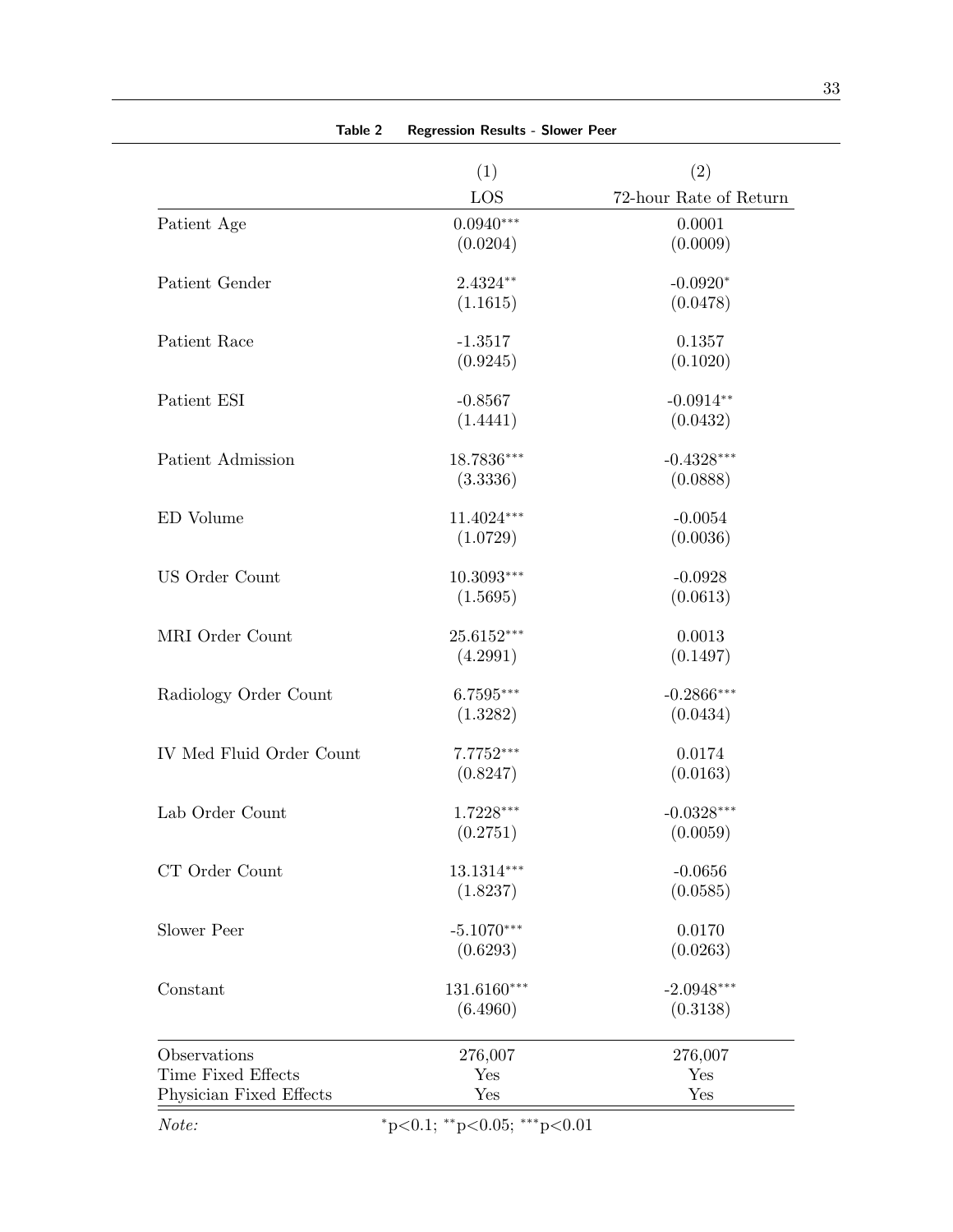**Table 2 Regression Results - Slower Peer**

| | (1) | (2) |
|---|---|---|
| | LOS | 72-hour Rate of Return |
| Patient Age | 0.0940*** | 0.0001 |
| | (0.0204) | (0.0009) |
| Patient Gender | 2.4324** | -0.0920* |
| | (1.1615) | (0.0478) |
| Patient Race | -1.3517 | 0.1357 |
| | (0.9245) | (0.1020) |
| Patient ESI | -0.8567 | -0.0914** |
| | (1.4441) | (0.0432) |
| Patient Admission | 18.7836*** | -0.4328*** |
| | (3.3336) | (0.0888) |
| ED Volume | 11.4024*** | -0.0054 |
| | (1.0729) | (0.0036) |
| US Order Count | 10.3093*** | -0.0928 |
| | (1.5695) | (0.0613) |
| MRI Order Count | 25.6152*** | 0.0013 |
| | (4.2991) | (0.1497) |
| Radiology Order Count | 6.7595*** | -0.2866*** |
| | (1.3282) | (0.0434) |
| IV Med Fluid Order Count | 7.7752*** | 0.0174 |
| | (0.8247) | (0.0163) |
| Lab Order Count | 1.7228*** | -0.0328*** |
| | (0.2751) | (0.0059) |
| CT Order Count | 13.1314*** | -0.0656 |
| | (1.8237) | (0.0585) |
| Slower Peer | -5.1070*** | 0.0170 |
| | (0.6293) | (0.0263) |
| Constant | 131.6160*** | -2.0948*** |
| | (6.4960) | (0.3138) |
| Observations | 276,007 | 276,007 |
| Time Fixed Effects | Yes | Yes |
| Physician Fixed Effects | Yes | Yes |

*Note:* *p<0.1; **p<0.05; ***p<0.01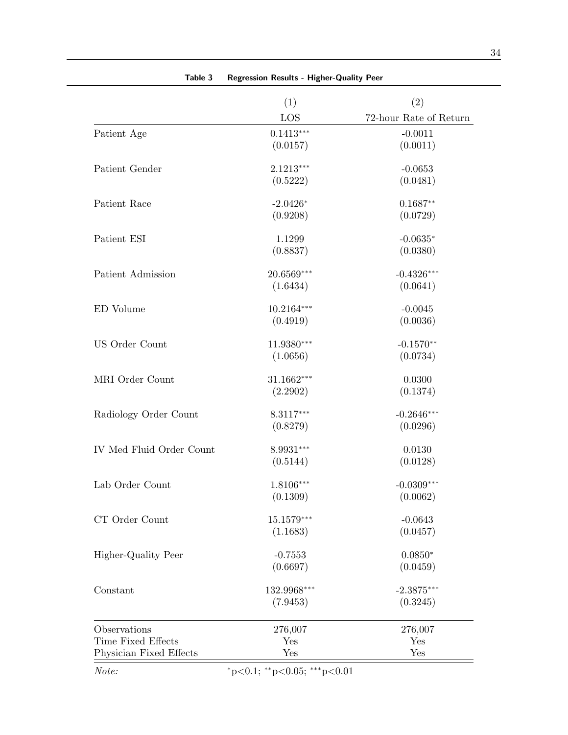**Table 3 Regression Results - Higher-Quality Peer**

| | (1) | (2) |
|---|---|---|
| | LOS | 72-hour Rate of Return |
| Patient Age | 0.1413*** | -0.0011 |
| | (0.0157) | (0.0011) |
| Patient Gender | 2.1213*** | -0.0653 |
| | (0.5222) | (0.0481) |
| Patient Race | -2.0426* | 0.1687** |
| | (0.9208) | (0.0729) |
| Patient ESI | 1.1299 | -0.0635* |
| | (0.8837) | (0.0380) |
| Patient Admission | 20.6569*** | -0.4326*** |
| | (1.6434) | (0.0641) |
| ED Volume | 10.2164*** | -0.0045 |
| | (0.4919) | (0.0036) |
| US Order Count | 11.9380*** | -0.1570** |
| | (1.0656) | (0.0734) |
| MRI Order Count | 31.1662*** | 0.0300 |
| | (2.2902) | (0.1374) |
| Radiology Order Count | 8.3117*** | -0.2646*** |
| | (0.8279) | (0.0296) |
| IV Med Fluid Order Count | 8.9931*** | 0.0130 |
| | (0.5144) | (0.0128) |
| Lab Order Count | 1.8106*** | -0.0309*** |
| | (0.1309) | (0.0062) |
| CT Order Count | 15.1579*** | -0.0643 |
| | (1.1683) | (0.0457) |
| Higher-Quality Peer | -0.7553 | 0.0850* |
| | (0.6697) | (0.0459) |
| Constant | 132.9968*** | -2.3875*** |
| | (7.9453) | (0.3245) |
| Observations | 276,007 | 276,007 |
| Time Fixed Effects | Yes | Yes |
| Physician Fixed Effects | Yes | Yes |

*Note:* *p<0.1; **p<0.05; ***p<0.01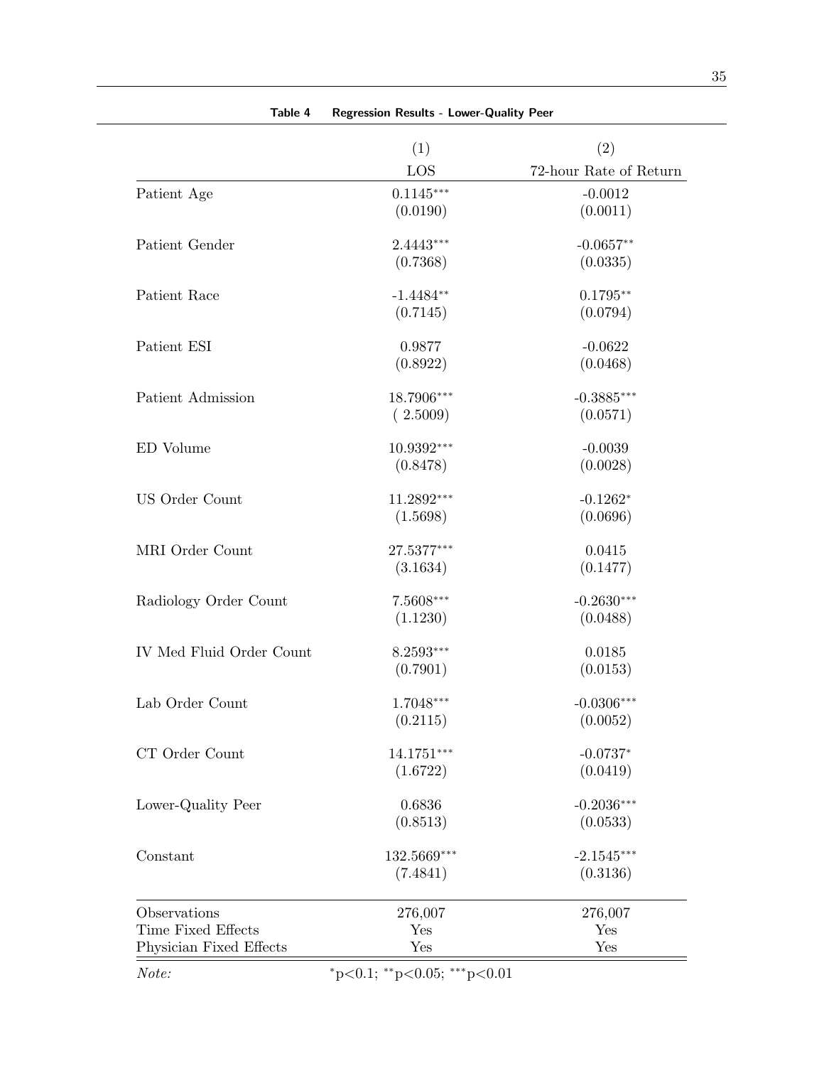**Table 4 Regression Results - Lower-Quality Peer**

| | (1) | (2) |
|---|---|---|
| | LOS | 72-hour Rate of Return |
| Patient Age | 0.1145*** | -0.0012 |
| | (0.0190) | (0.0011) |
| Patient Gender | 2.4443*** | -0.0657** |
| | (0.7368) | (0.0335) |
| Patient Race | -1.4484** | 0.1795** |
| | (0.7145) | (0.0794) |
| Patient ESI | 0.9877 | -0.0622 |
| | (0.8922) | (0.0468) |
| Patient Admission | 18.7906*** | -0.3885*** |
| | ( 2.5009) | (0.0571) |
| ED Volume | 10.9392*** | -0.0039 |
| | (0.8478) | (0.0028) |
| US Order Count | 11.2892*** | -0.1262* |
| | (1.5698) | (0.0696) |
| MRI Order Count | 27.5377*** | 0.0415 |
| | (3.1634) | (0.1477) |
| Radiology Order Count | 7.5608*** | -0.2630*** |
| | (1.1230) | (0.0488) |
| IV Med Fluid Order Count | 8.2593*** | 0.0185 |
| | (0.7901) | (0.0153) |
| Lab Order Count | 1.7048*** | -0.0306*** |
| | (0.2115) | (0.0052) |
| CT Order Count | 14.1751*** | -0.0737* |
| | (1.6722) | (0.0419) |
| Lower-Quality Peer | 0.6836 | -0.2036*** |
| | (0.8513) | (0.0533) |
| Constant | 132.5669*** | -2.1545*** |
| | (7.4841) | (0.3136) |
| Observations | 276,007 | 276,007 |
| Time Fixed Effects | Yes | Yes |
| Physician Fixed Effects | Yes | Yes |

*Note:* *p<0.1; **p<0.05; ***p<0.01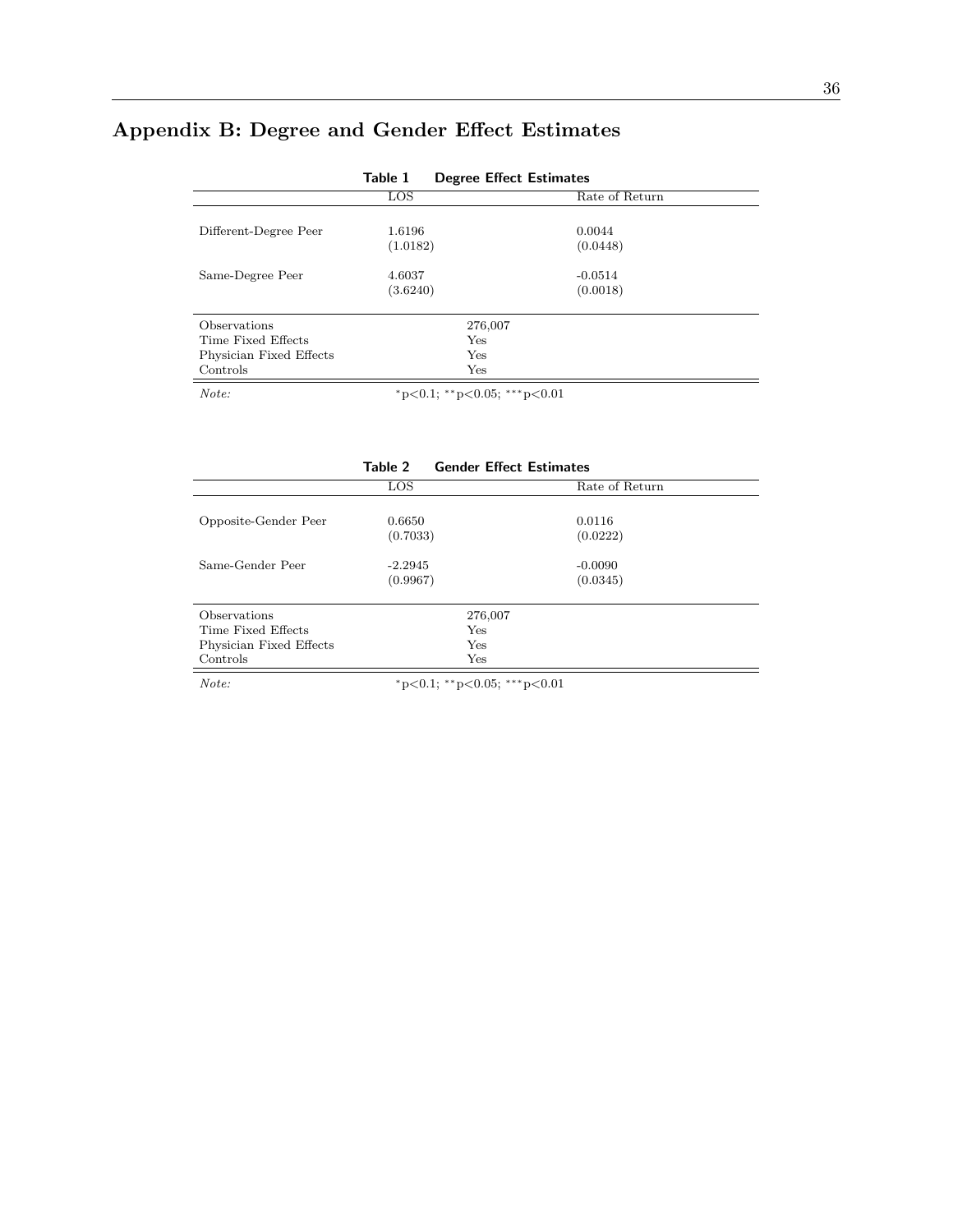## Appendix B: Degree and Gender Effect Estimates

**Table 1 Degree Effect Estimates**

| | LOS | Rate of Return |
|---|---|---|
| Different-Degree Peer | 1.6196 | 0.0044 |
| | (1.0182) | (0.0448) |
| Same-Degree Peer | 4.6037 | -0.0514 |
| | (3.6240) | (0.0018) |
| Observations | 276,007 | |
| Time Fixed Effects | Yes | |
| Physician Fixed Effects | Yes | |
| Controls | Yes | |

*Note:* $^{*}p<0.1$; $^{**}p<0.05$; $^{***}p<0.01$

**Table 2 Gender Effect Estimates**

| | LOS | Rate of Return |
|---|---|---|
| Opposite-Gender Peer | 0.6650 | 0.0116 |
| | (0.7033) | (0.0222) |
| Same-Gender Peer | -2.2945 | -0.0090 |
| | (0.9967) | (0.0345) |
| Observations | 276,007 | |
| Time Fixed Effects | Yes | |
| Physician Fixed Effects | Yes | |
| Controls | Yes | |

*Note:* $^{*}p<0.1$; $^{**}p<0.05$; $^{***}p<0.01$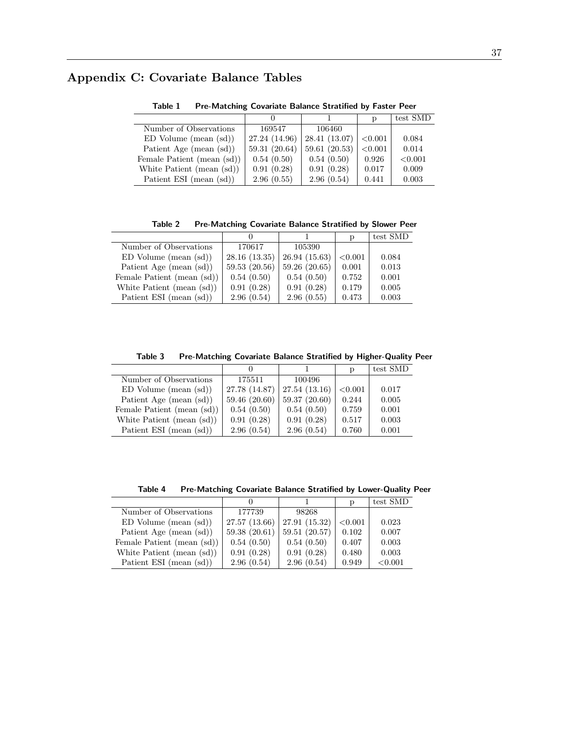## Appendix C: Covariate Balance Tables

**Table 1 Pre-Matching Covariate Balance Stratified by Faster Peer**

| | 0 | 1 | p | test SMD |
|---|---|---|---|---|
| Number of Observations | 169547 | 106460 | | |
| ED Volume (mean (sd)) | 27.24 (14.96) | 28.41 (13.07) | <0.001 | 0.084 |
| Patient Age (mean (sd)) | 59.31 (20.64) | 59.61 (20.53) | <0.001 | 0.014 |
| Female Patient (mean (sd)) | 0.54 (0.50) | 0.54 (0.50) | 0.926 | <0.001 |
| White Patient (mean (sd)) | 0.91 (0.28) | 0.91 (0.28) | 0.017 | 0.009 |
| Patient ESI (mean (sd)) | 2.96 (0.55) | 2.96 (0.54) | 0.441 | 0.003 |

**Table 2 Pre-Matching Covariate Balance Stratified by Slower Peer**

| | 0 | 1 | p | test SMD |
|---|---|---|---|---|
| Number of Observations | 170617 | 105390 | | |
| ED Volume (mean (sd)) | 28.16 (13.35) | 26.94 (15.63) | <0.001 | 0.084 |
| Patient Age (mean (sd)) | 59.53 (20.56) | 59.26 (20.65) | 0.001 | 0.013 |
| Female Patient (mean (sd)) | 0.54 (0.50) | 0.54 (0.50) | 0.752 | 0.001 |
| White Patient (mean (sd)) | 0.91 (0.28) | 0.91 (0.28) | 0.179 | 0.005 |
| Patient ESI (mean (sd)) | 2.96 (0.54) | 2.96 (0.55) | 0.473 | 0.003 |

**Table 3 Pre-Matching Covariate Balance Stratified by Higher-Quality Peer**

| | 0 | 1 | p | test SMD |
|---|---|---|---|---|
| Number of Observations | 175511 | 100496 | | |
| ED Volume (mean (sd)) | 27.78 (14.87) | 27.54 (13.16) | <0.001 | 0.017 |
| Patient Age (mean (sd)) | 59.46 (20.60) | 59.37 (20.60) | 0.244 | 0.005 |
| Female Patient (mean (sd)) | 0.54 (0.50) | 0.54 (0.50) | 0.759 | 0.001 |
| White Patient (mean (sd)) | 0.91 (0.28) | 0.91 (0.28) | 0.517 | 0.003 |
| Patient ESI (mean (sd)) | 2.96 (0.54) | 2.96 (0.54) | 0.760 | 0.001 |

**Table 4 Pre-Matching Covariate Balance Stratified by Lower-Quality Peer**

| | 0 | 1 | p | test SMD |
|---|---|---|---|---|
| Number of Observations | 177739 | 98268 | | |
| ED Volume (mean (sd)) | 27.57 (13.66) | 27.91 (15.32) | <0.001 | 0.023 |
| Patient Age (mean (sd)) | 59.38 (20.61) | 59.51 (20.57) | 0.102 | 0.007 |
| Female Patient (mean (sd)) | 0.54 (0.50) | 0.54 (0.50) | 0.407 | 0.003 |
| White Patient (mean (sd)) | 0.91 (0.28) | 0.91 (0.28) | 0.480 | 0.003 |
| Patient ESI (mean (sd)) | 2.96 (0.54) | 2.96 (0.54) | 0.949 | <0.001 |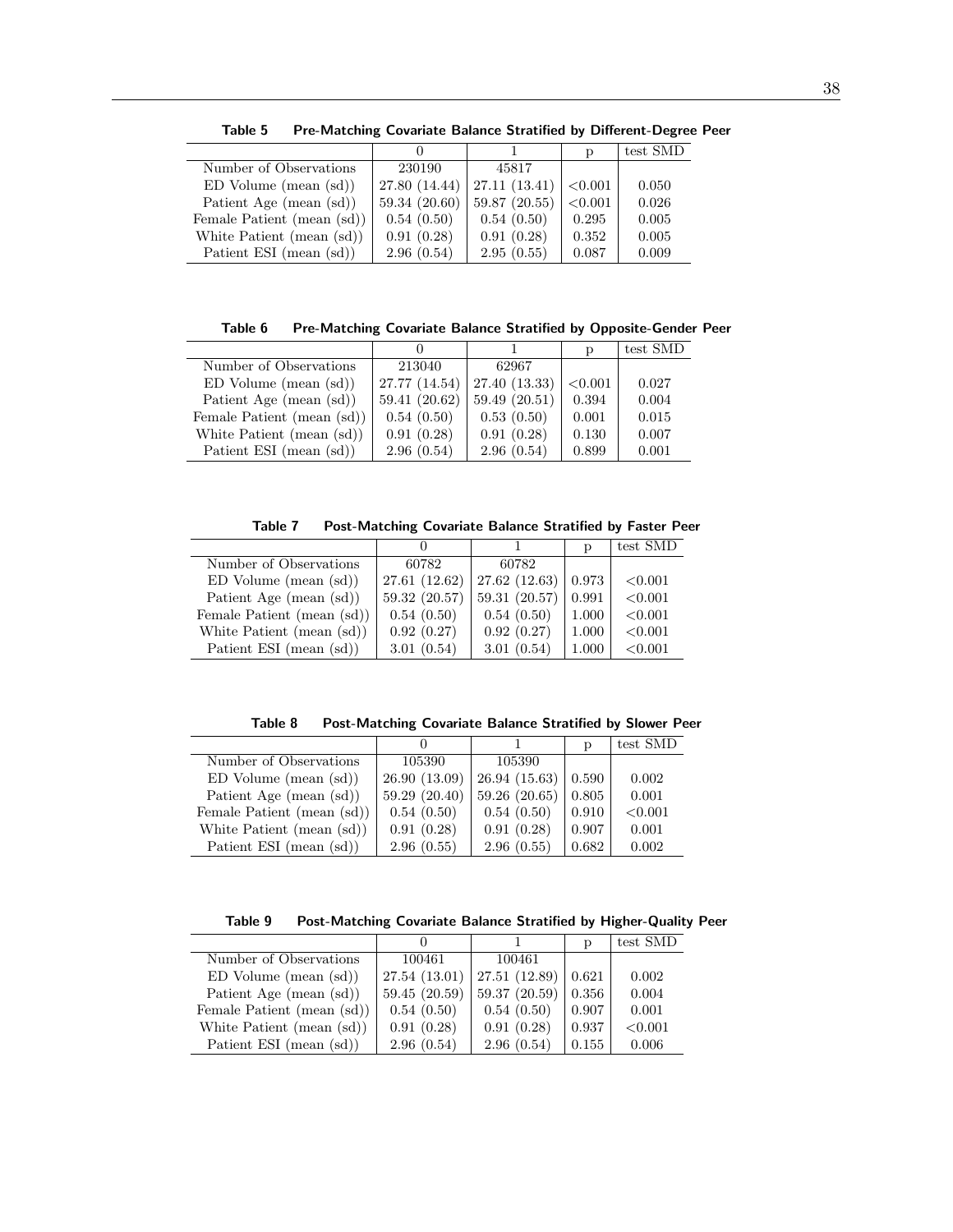**Table 5  Pre-Matching Covariate Balance Stratified by Different-Degree Peer**

| | 0 | 1 | p | test SMD |
|---|---|---|---|---|
| Number of Observations | 230190 | 45817 | | |
| ED Volume (mean (sd)) | 27.80 (14.44) | 27.11 (13.41) | <0.001 | 0.050 |
| Patient Age (mean (sd)) | 59.34 (20.60) | 59.87 (20.55) | <0.001 | 0.026 |
| Female Patient (mean (sd)) | 0.54 (0.50) | 0.54 (0.50) | 0.295 | 0.005 |
| White Patient (mean (sd)) | 0.91 (0.28) | 0.91 (0.28) | 0.352 | 0.005 |
| Patient ESI (mean (sd)) | 2.96 (0.54) | 2.95 (0.55) | 0.087 | 0.009 |

**Table 6  Pre-Matching Covariate Balance Stratified by Opposite-Gender Peer**

| | 0 | 1 | p | test SMD |
|---|---|---|---|---|
| Number of Observations | 213040 | 62967 | | |
| ED Volume (mean (sd)) | 27.77 (14.54) | 27.40 (13.33) | <0.001 | 0.027 |
| Patient Age (mean (sd)) | 59.41 (20.62) | 59.49 (20.51) | 0.394 | 0.004 |
| Female Patient (mean (sd)) | 0.54 (0.50) | 0.53 (0.50) | 0.001 | 0.015 |
| White Patient (mean (sd)) | 0.91 (0.28) | 0.91 (0.28) | 0.130 | 0.007 |
| Patient ESI (mean (sd)) | 2.96 (0.54) | 2.96 (0.54) | 0.899 | 0.001 |

**Table 7  Post-Matching Covariate Balance Stratified by Faster Peer**

| | 0 | 1 | p | test SMD |
|---|---|---|---|---|
| Number of Observations | 60782 | 60782 | | |
| ED Volume (mean (sd)) | 27.61 (12.62) | 27.62 (12.63) | 0.973 | <0.001 |
| Patient Age (mean (sd)) | 59.32 (20.57) | 59.31 (20.57) | 0.991 | <0.001 |
| Female Patient (mean (sd)) | 0.54 (0.50) | 0.54 (0.50) | 1.000 | <0.001 |
| White Patient (mean (sd)) | 0.92 (0.27) | 0.92 (0.27) | 1.000 | <0.001 |
| Patient ESI (mean (sd)) | 3.01 (0.54) | 3.01 (0.54) | 1.000 | <0.001 |

**Table 8  Post-Matching Covariate Balance Stratified by Slower Peer**

| | 0 | 1 | p | test SMD |
|---|---|---|---|---|
| Number of Observations | 105390 | 105390 | | |
| ED Volume (mean (sd)) | 26.90 (13.09) | 26.94 (15.63) | 0.590 | 0.002 |
| Patient Age (mean (sd)) | 59.29 (20.40) | 59.26 (20.65) | 0.805 | 0.001 |
| Female Patient (mean (sd)) | 0.54 (0.50) | 0.54 (0.50) | 0.910 | <0.001 |
| White Patient (mean (sd)) | 0.91 (0.28) | 0.91 (0.28) | 0.907 | 0.001 |
| Patient ESI (mean (sd)) | 2.96 (0.55) | 2.96 (0.55) | 0.682 | 0.002 |

**Table 9  Post-Matching Covariate Balance Stratified by Higher-Quality Peer**

| | 0 | 1 | p | test SMD |
|---|---|---|---|---|
| Number of Observations | 100461 | 100461 | | |
| ED Volume (mean (sd)) | 27.54 (13.01) | 27.51 (12.89) | 0.621 | 0.002 |
| Patient Age (mean (sd)) | 59.45 (20.59) | 59.37 (20.59) | 0.356 | 0.004 |
| Female Patient (mean (sd)) | 0.54 (0.50) | 0.54 (0.50) | 0.907 | 0.001 |
| White Patient (mean (sd)) | 0.91 (0.28) | 0.91 (0.28) | 0.937 | <0.001 |
| Patient ESI (mean (sd)) | 2.96 (0.54) | 2.96 (0.54) | 0.155 | 0.006 |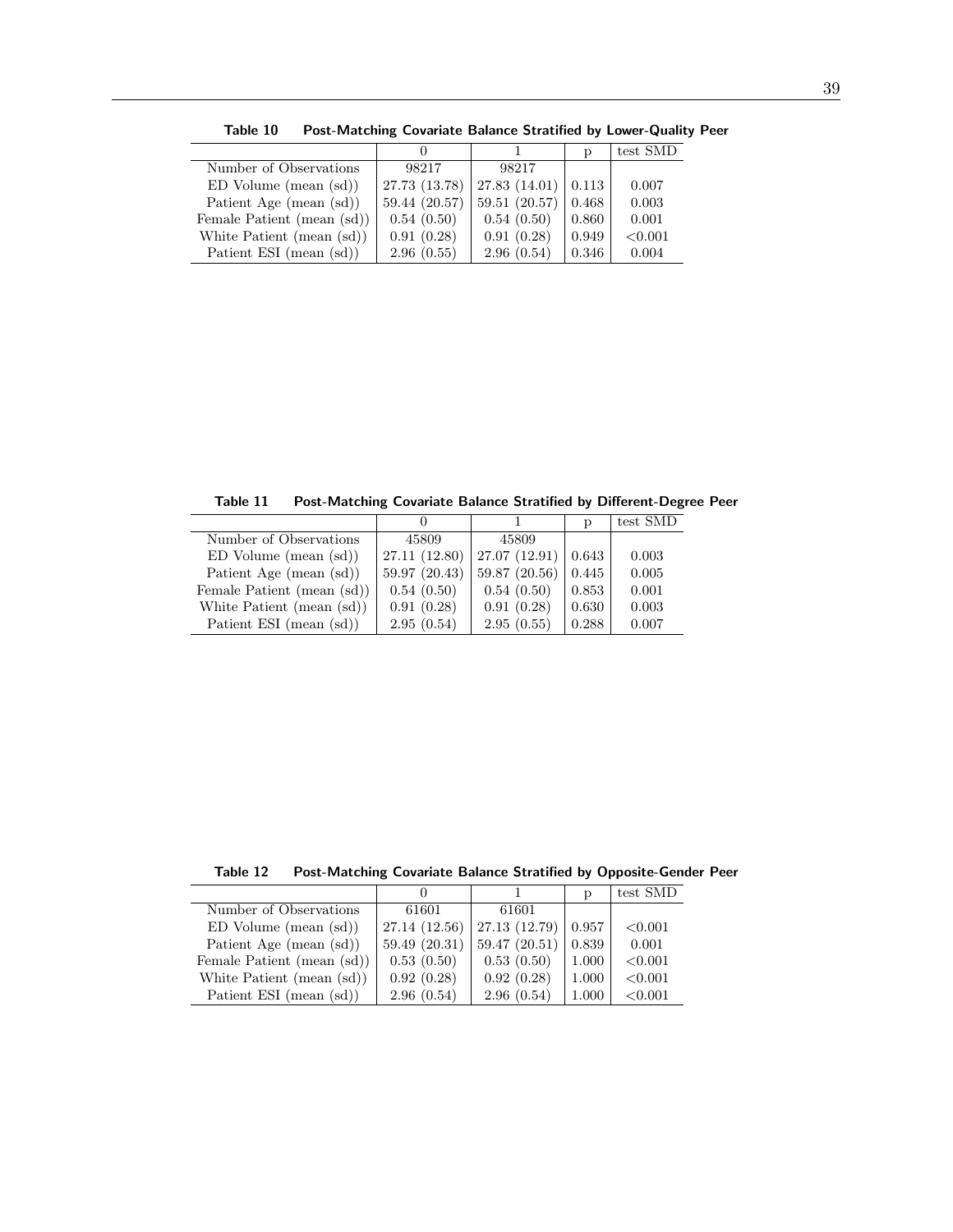**Table 10 Post-Matching Covariate Balance Stratified by Lower-Quality Peer**

| | 0 | 1 | p | test SMD |
|---|---|---|---|---|
| Number of Observations | 98217 | 98217 | | |
| ED Volume (mean (sd)) | 27.73 (13.78) | 27.83 (14.01) | 0.113 | 0.007 |
| Patient Age (mean (sd)) | 59.44 (20.57) | 59.51 (20.57) | 0.468 | 0.003 |
| Female Patient (mean (sd)) | 0.54 (0.50) | 0.54 (0.50) | 0.860 | 0.001 |
| White Patient (mean (sd)) | 0.91 (0.28) | 0.91 (0.28) | 0.949 | <0.001 |
| Patient ESI (mean (sd)) | 2.96 (0.55) | 2.96 (0.54) | 0.346 | 0.004 |

**Table 11 Post-Matching Covariate Balance Stratified by Different-Degree Peer**

| | 0 | 1 | p | test SMD |
|---|---|---|---|---|
| Number of Observations | 45809 | 45809 | | |
| ED Volume (mean (sd)) | 27.11 (12.80) | 27.07 (12.91) | 0.643 | 0.003 |
| Patient Age (mean (sd)) | 59.97 (20.43) | 59.87 (20.56) | 0.445 | 0.005 |
| Female Patient (mean (sd)) | 0.54 (0.50) | 0.54 (0.50) | 0.853 | 0.001 |
| White Patient (mean (sd)) | 0.91 (0.28) | 0.91 (0.28) | 0.630 | 0.003 |
| Patient ESI (mean (sd)) | 2.95 (0.54) | 2.95 (0.55) | 0.288 | 0.007 |

**Table 12 Post-Matching Covariate Balance Stratified by Opposite-Gender Peer**

| | 0 | 1 | p | test SMD |
|---|---|---|---|---|
| Number of Observations | 61601 | 61601 | | |
| ED Volume (mean (sd)) | 27.14 (12.56) | 27.13 (12.79) | 0.957 | <0.001 |
| Patient Age (mean (sd)) | 59.49 (20.31) | 59.47 (20.51) | 0.839 | 0.001 |
| Female Patient (mean (sd)) | 0.53 (0.50) | 0.53 (0.50) | 1.000 | <0.001 |
| White Patient (mean (sd)) | 0.92 (0.28) | 0.92 (0.28) | 1.000 | <0.001 |
| Patient ESI (mean (sd)) | 2.96 (0.54) | 2.96 (0.54) | 1.000 | <0.001 |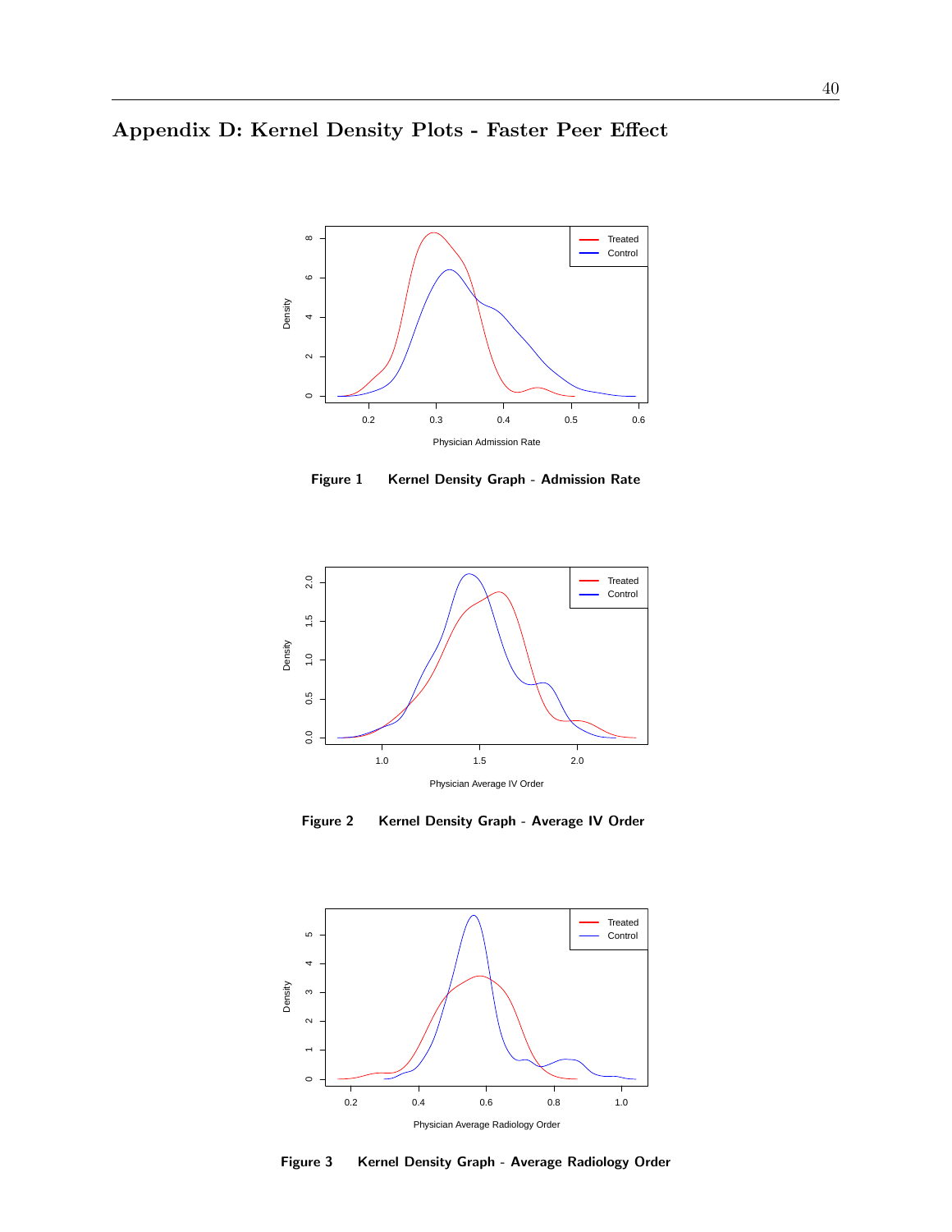# Appendix D: Kernel Density Plots - Faster Peer Effect

**Figure 1** Kernel Density Graph - Admission Rate

**Figure 2** Kernel Density Graph - Average IV Order

**Figure 3** Kernel Density Graph - Average Radiology Order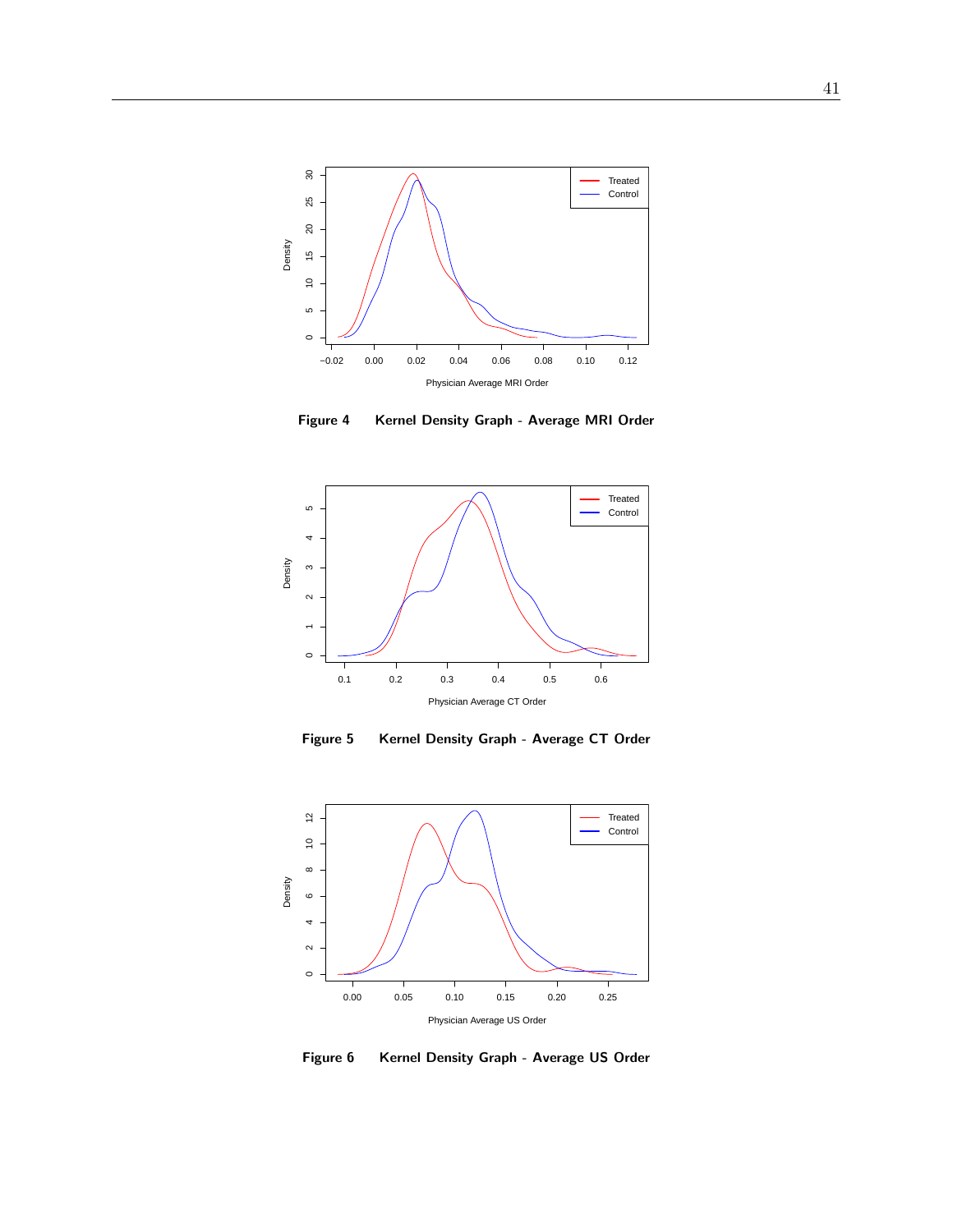Density

Treated
Control

Physician Average MRI Order

−0.02 0.00 0.02 0.04 0.06 0.08 0.10 0.12

0 5 10 15 20 25 30

**Figure 4** **Kernel Density Graph - Average MRI Order**

Density

Treated
Control

Physician Average CT Order

0.1 0.2 0.3 0.4 0.5 0.6

0 1 2 3 4 5

**Figure 5** **Kernel Density Graph - Average CT Order**

Density

Treated
Control

Physician Average US Order

0.00 0.05 0.10 0.15 0.20 0.25

0 2 4 6 8 10 12

**Figure 6** **Kernel Density Graph - Average US Order**